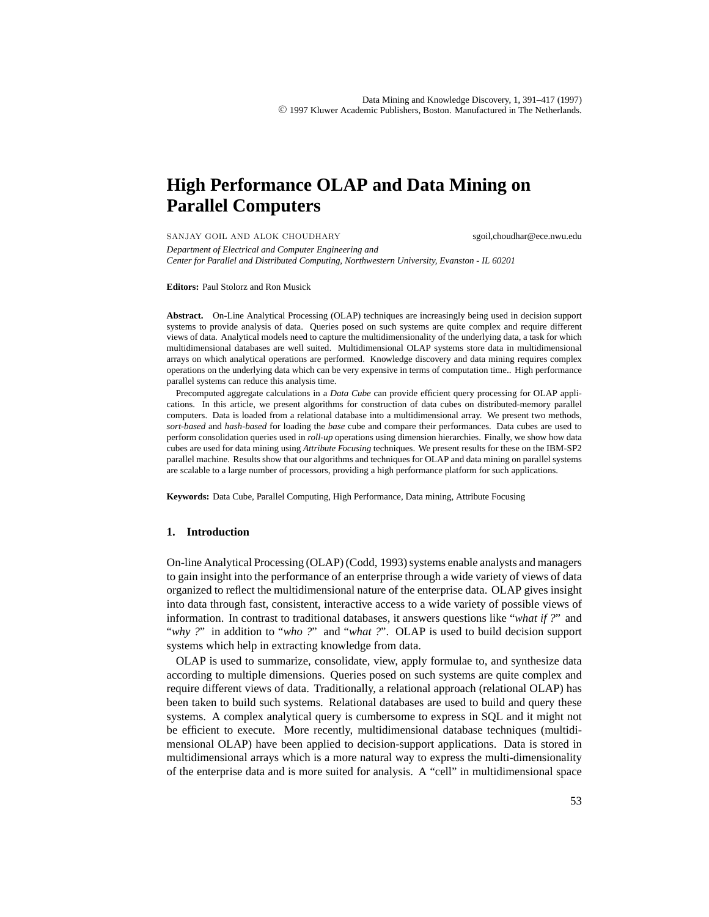# High Performance OLAP and Data Mining on Parallel Computers

SANJAY GOIL AND ALOK CHOUDHARY sgoil,choudhar@ece.nwu.edu

*Department of Electrical and Computer Engineering and*
*Center for Parallel and Distributed Computing, Northwestern University, Evanston - IL 60201*

**Editors:** Paul Stolorz and Ron Musick

**Abstract.** On-Line Analytical Processing (OLAP) techniques are increasingly being used in decision support systems to provide analysis of data. Queries posed on such systems are quite complex and require different views of data. Analytical models need to capture the multidimensionality of the underlying data, a task for which multidimensional databases are well suited. Multidimensional OLAP systems store data in multidimensional arrays on which analytical operations are performed. Knowledge discovery and data mining requires complex operations on the underlying data which can be very expensive in terms of computation time.. High performance parallel systems can reduce this analysis time.

Precomputed aggregate calculations in a *Data Cube* can provide efficient query processing for OLAP applications. In this article, we present algorithms for construction of data cubes on distributed-memory parallel computers. Data is loaded from a relational database into a multidimensional array. We present two methods, *sort-based* and *hash-based* for loading the *base* cube and compare their performances. Data cubes are used to perform consolidation queries used in *roll-up* operations using dimension hierarchies. Finally, we show how data cubes are used for data mining using *Attribute Focusing* techniques. We present results for these on the IBM-SP2 parallel machine. Results show that our algorithms and techniques for OLAP and data mining on parallel systems are scalable to a large number of processors, providing a high performance platform for such applications.

**Keywords:** Data Cube, Parallel Computing, High Performance, Data mining, Attribute Focusing

## 1. Introduction

On-line Analytical Processing (OLAP) (Codd, 1993) systems enable analysts and managers to gain insight into the performance of an enterprise through a wide variety of views of data organized to reflect the multidimensional nature of the enterprise data. OLAP gives insight into data through fast, consistent, interactive access to a wide variety of possible views of information. In contrast to traditional databases, it answers questions like "*what if ?*" and "*why ?*" in addition to "*who ?*" and "*what ?*". OLAP is used to build decision support systems which help in extracting knowledge from data.

OLAP is used to summarize, consolidate, view, apply formulae to, and synthesize data according to multiple dimensions. Queries posed on such systems are quite complex and require different views of data. Traditionally, a relational approach (relational OLAP) has been taken to build such systems. Relational databases are used to build and query these systems. A complex analytical query is cumbersome to express in SQL and it might not be efficient to execute. More recently, multidimensional database techniques (multidimensional OLAP) have been applied to decision-support applications. Data is stored in multidimensional arrays which is a more natural way to express the multi-dimensionality of the enterprise data and is more suited for analysis. A "cell" in multidimensional space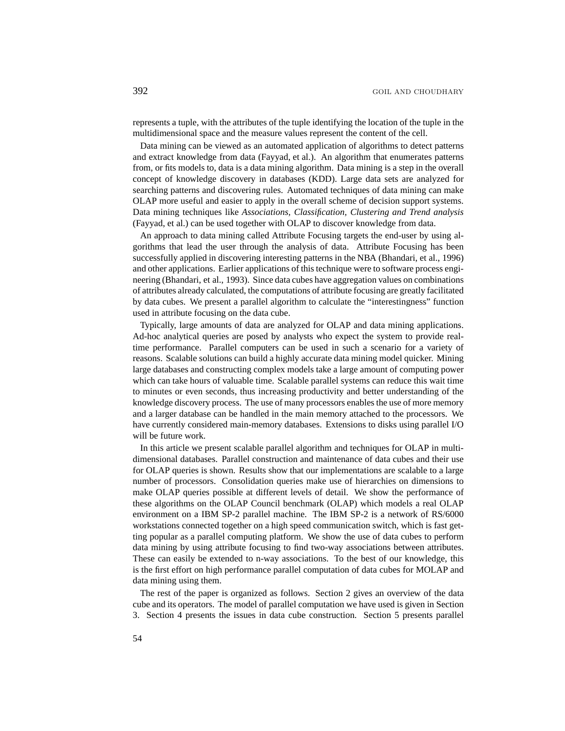represents a tuple, with the attributes of the tuple identifying the location of the tuple in the multidimensional space and the measure values represent the content of the cell.

Data mining can be viewed as an automated application of algorithms to detect patterns and extract knowledge from data (Fayyad, et al.). An algorithm that enumerates patterns from, or fits models to, data is a data mining algorithm. Data mining is a step in the overall concept of knowledge discovery in databases (KDD). Large data sets are analyzed for searching patterns and discovering rules. Automated techniques of data mining can make OLAP more useful and easier to apply in the overall scheme of decision support systems. Data mining techniques like *Associations, Classification, Clustering and Trend analysis* (Fayyad, et al.) can be used together with OLAP to discover knowledge from data.

An approach to data mining called Attribute Focusing targets the end-user by using algorithms that lead the user through the analysis of data. Attribute Focusing has been successfully applied in discovering interesting patterns in the NBA (Bhandari, et al., 1996) and other applications. Earlier applications of this technique were to software process engineering (Bhandari, et al., 1993). Since data cubes have aggregation values on combinations of attributes already calculated, the computations of attribute focusing are greatly facilitated by data cubes. We present a parallel algorithm to calculate the "interestingness" function used in attribute focusing on the data cube.

Typically, large amounts of data are analyzed for OLAP and data mining applications. Ad-hoc analytical queries are posed by analysts who expect the system to provide real-time performance. Parallel computers can be used in such a scenario for a variety of reasons. Scalable solutions can build a highly accurate data mining model quicker. Mining large databases and constructing complex models take a large amount of computing power which can take hours of valuable time. Scalable parallel systems can reduce this wait time to minutes or even seconds, thus increasing productivity and better understanding of the knowledge discovery process. The use of many processors enables the use of more memory and a larger database can be handled in the main memory attached to the processors. We have currently considered main-memory databases. Extensions to disks using parallel I/O will be future work.

In this article we present scalable parallel algorithm and techniques for OLAP in multidimensional databases. Parallel construction and maintenance of data cubes and their use for OLAP queries is shown. Results show that our implementations are scalable to a large number of processors. Consolidation queries make use of hierarchies on dimensions to make OLAP queries possible at different levels of detail. We show the performance of these algorithms on the OLAP Council benchmark (OLAP) which models a real OLAP environment on a IBM SP-2 parallel machine. The IBM SP-2 is a network of RS/6000 workstations connected together on a high speed communication switch, which is fast getting popular as a parallel computing platform. We show the use of data cubes to perform data mining by using attribute focusing to find two-way associations between attributes. These can easily be extended to n-way associations. To the best of our knowledge, this is the first effort on high performance parallel computation of data cubes for MOLAP and data mining using them.

The rest of the paper is organized as follows. Section 2 gives an overview of the data cube and its operators. The model of parallel computation we have used is given in Section 3. Section 4 presents the issues in data cube construction. Section 5 presents parallel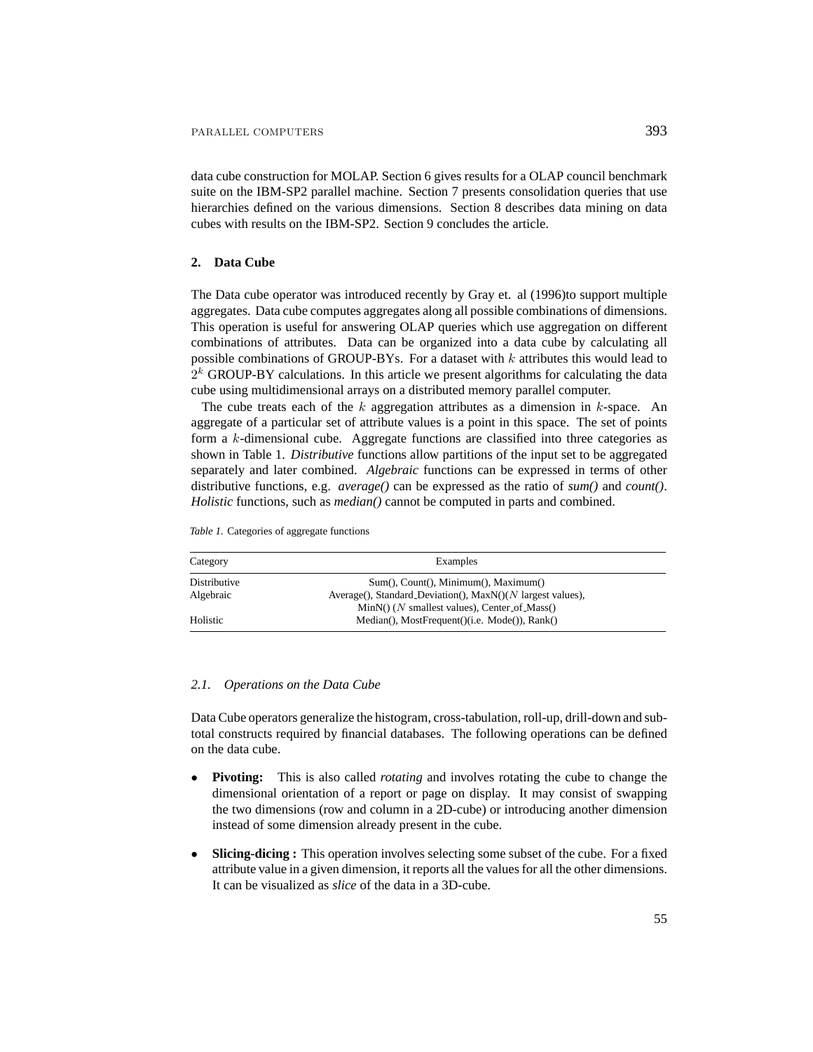data cube construction for MOLAP. Section 6 gives results for a OLAP council benchmark suite on the IBM-SP2 parallel machine. Section 7 presents consolidation queries that use hierarchies defined on the various dimensions. Section 8 describes data mining on data cubes with results on the IBM-SP2. Section 9 concludes the article.

## 2. Data Cube

The Data cube operator was introduced recently by Gray et. al (1996)to support multiple aggregates. Data cube computes aggregates along all possible combinations of dimensions. This operation is useful for answering OLAP queries which use aggregation on different combinations of attributes. Data can be organized into a data cube by calculating all possible combinations of GROUP-BYs. For a dataset with $k$ attributes this would lead to $2^k$ GROUP-BY calculations. In this article we present algorithms for calculating the data cube using multidimensional arrays on a distributed memory parallel computer.

The cube treats each of the $k$ aggregation attributes as a dimension in $k$-space. An aggregate of a particular set of attribute values is a point in this space. The set of points form a $k$-dimensional cube. Aggregate functions are classified into three categories as shown in Table 1. *Distributive* functions allow partitions of the input set to be aggregated separately and later combined. *Algebraic* functions can be expressed in terms of other distributive functions, e.g. *average()* can be expressed as the ratio of *sum()* and *count()*. *Holistic* functions, such as *median()* cannot be computed in parts and combined.

*Table 1.* Categories of aggregate functions

| Category | Examples |
|---|---|
| Distributive | Sum(), Count(), Minimum(), Maximum() |
| Algebraic | Average(), Standard_Deviation(), MaxN()($N$ largest values), MinN() ($N$ smallest values), Center_of_Mass() |
| Holistic | Median(), MostFrequent()(i.e. Mode()), Rank() |

### 2.1. Operations on the Data Cube

Data Cube operators generalize the histogram, cross-tabulation, roll-up, drill-down and sub-total constructs required by financial databases. The following operations can be defined on the data cube.

- **Pivoting:** This is also called *rotating* and involves rotating the cube to change the dimensional orientation of a report or page on display. It may consist of swapping the two dimensions (row and column in a 2D-cube) or introducing another dimension instead of some dimension already present in the cube.

- **Slicing-dicing :** This operation involves selecting some subset of the cube. For a fixed attribute value in a given dimension, it reports all the values for all the other dimensions. It can be visualized as *slice* of the data in a 3D-cube.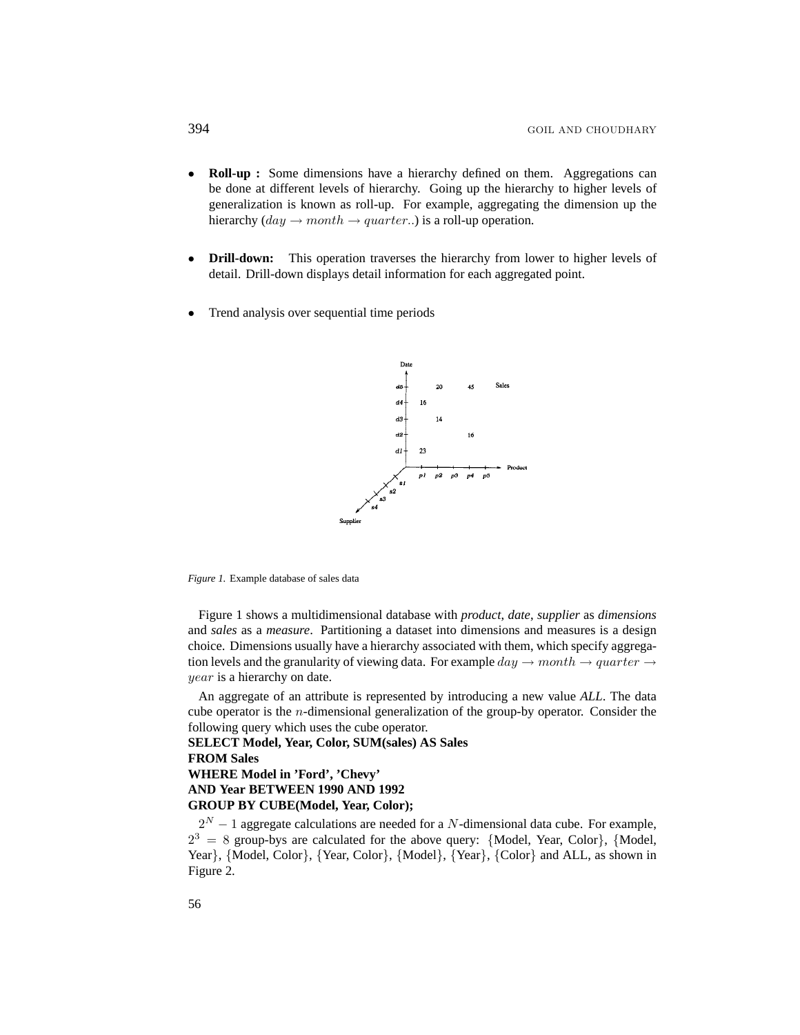- **Roll-up :** Some dimensions have a hierarchy defined on them. Aggregations can be done at different levels of hierarchy. Going up the hierarchy to higher levels of generalization is known as roll-up. For example, aggregating the dimension up the hierarchy ($day \rightarrow month \rightarrow quarter..$) is a roll-up operation.

- **Drill-down:** This operation traverses the hierarchy from lower to higher levels of detail. Drill-down displays detail information for each aggregated point.

- Trend analysis over sequential time periods

*Figure 1.* Example database of sales data

Figure 1 shows a multidimensional database with *product*, *date*, *supplier* as *dimensions* and *sales* as a *measure*. Partitioning a dataset into dimensions and measures is a design choice. Dimensions usually have a hierarchy associated with them, which specify aggregation levels and the granularity of viewing data. For example $day \rightarrow month \rightarrow quarter \rightarrow year$ is a hierarchy on date.

An aggregate of an attribute is represented by introducing a new value *ALL*. The data cube operator is the $n$-dimensional generalization of the group-by operator. Consider the following query which uses the cube operator.

**SELECT Model, Year, Color, SUM(sales) AS Sales**
**FROM Sales**
**WHERE Model in 'Ford', 'Chevy'**
**AND Year BETWEEN 1990 AND 1992**
**GROUP BY CUBE(Model, Year, Color);**

$2^N - 1$ aggregate calculations are needed for a $N$-dimensional data cube. For example, $2^3 = 8$ group-bys are calculated for the above query: {Model, Year, Color}, {Model, Year}, {Model, Color}, {Year, Color}, {Model}, {Year}, {Color} and ALL, as shown in Figure 2.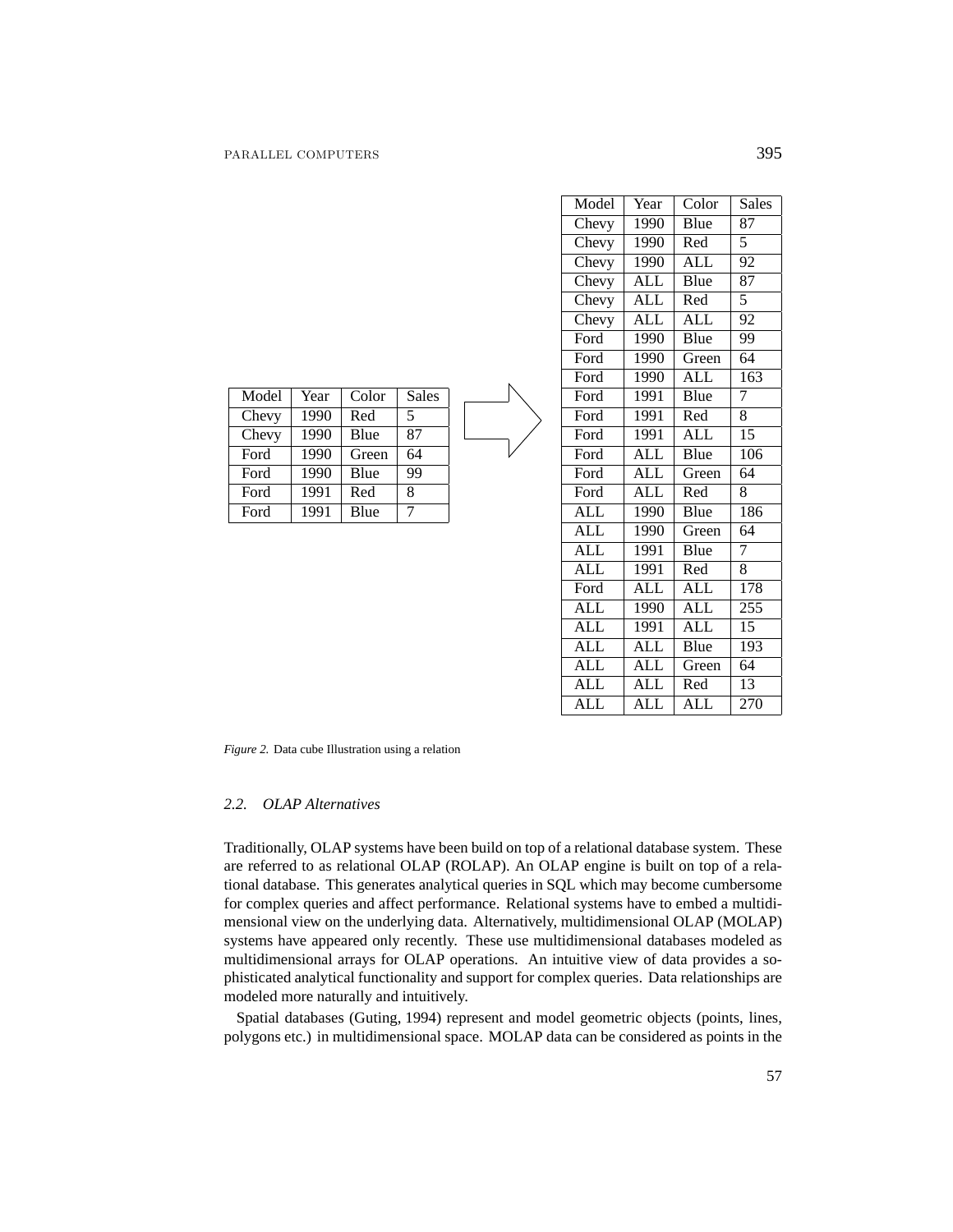| Model | Year | Color | Sales |
|---|---|---|---|
| Chevy | 1990 | Red | 5 |
| Chevy | 1990 | Blue | 87 |
| Ford | 1990 | Green | 64 |
| Ford | 1990 | Blue | 99 |
| Ford | 1991 | Red | 8 |
| Ford | 1991 | Blue | 7 |

| Model | Year | Color | Sales |
|---|---|---|---|
| Chevy | 1990 | Blue | 87 |
| Chevy | 1990 | Red | 5 |
| Chevy | 1990 | ALL | 92 |
| Chevy | ALL | Blue | 87 |
| Chevy | ALL | Red | 5 |
| Chevy | ALL | ALL | 92 |
| Ford | 1990 | Blue | 99 |
| Ford | 1990 | Green | 64 |
| Ford | 1990 | ALL | 163 |
| Ford | 1991 | Blue | 7 |
| Ford | 1991 | Red | 8 |
| Ford | 1991 | ALL | 15 |
| Ford | ALL | Blue | 106 |
| Ford | ALL | Green | 64 |
| Ford | ALL | Red | 8 |
| ALL | 1990 | Blue | 186 |
| ALL | 1990 | Green | 64 |
| ALL | 1991 | Blue | 7 |
| ALL | 1991 | Red | 8 |
| Ford | ALL | ALL | 178 |
| ALL | 1990 | ALL | 255 |
| ALL | 1991 | ALL | 15 |
| ALL | ALL | Blue | 193 |
| ALL | ALL | Green | 64 |
| ALL | ALL | Red | 13 |
| ALL | ALL | ALL | 270 |

*Figure 2.* Data cube Illustration using a relation

### *2.2. OLAP Alternatives*

Traditionally, OLAP systems have been build on top of a relational database system. These are referred to as relational OLAP (ROLAP). An OLAP engine is built on top of a relational database. This generates analytical queries in SQL which may become cumbersome for complex queries and affect performance. Relational systems have to embed a multidimensional view on the underlying data. Alternatively, multidimensional OLAP (MOLAP) systems have appeared only recently. These use multidimensional databases modeled as multidimensional arrays for OLAP operations. An intuitive view of data provides a sophisticated analytical functionality and support for complex queries. Data relationships are modeled more naturally and intuitively.

Spatial databases (Guting, 1994) represent and model geometric objects (points, lines, polygons etc.) in multidimensional space. MOLAP data can be considered as points in the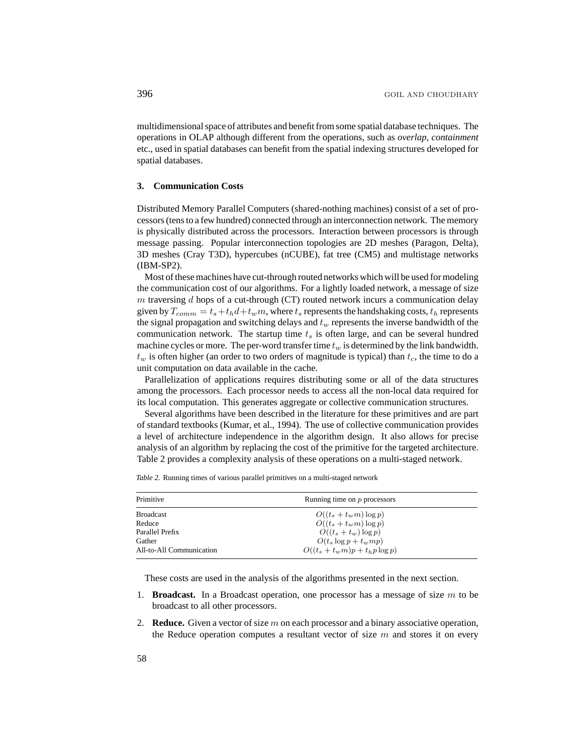multidimensional space of attributes and benefit from some spatial database techniques. The operations in OLAP although different from the operations, such as *overlap*, *containment* etc., used in spatial databases can benefit from the spatial indexing structures developed for spatial databases.

## 3. Communication Costs

Distributed Memory Parallel Computers (shared-nothing machines) consist of a set of processors (tens to a few hundred) connected through an interconnection network. The memory is physically distributed across the processors. Interaction between processors is through message passing. Popular interconnection topologies are 2D meshes (Paragon, Delta), 3D meshes (Cray T3D), hypercubes (nCUBE), fat tree (CM5) and multistage networks (IBM-SP2).

Most of these machines have cut-through routed networks which will be used for modeling the communication cost of our algorithms. For a lightly loaded network, a message of size $m$ traversing $d$ hops of a cut-through (CT) routed network incurs a communication delay given by $T_{comm} = t_s + t_h d + t_w m$, where $t_s$ represents the handshaking costs, $t_h$ represents the signal propagation and switching delays and $t_w$ represents the inverse bandwidth of the communication network. The startup time $t_s$ is often large, and can be several hundred machine cycles or more. The per-word transfer time $t_w$ is determined by the link bandwidth. $t_w$ is often higher (an order to two orders of magnitude is typical) than $t_c$, the time to do a unit computation on data available in the cache.

Parallelization of applications requires distributing some or all of the data structures among the processors. Each processor needs to access all the non-local data required for its local computation. This generates aggregate or collective communication structures.

Several algorithms have been described in the literature for these primitives and are part of standard textbooks (Kumar, et al., 1994). The use of collective communication provides a level of architecture independence in the algorithm design. It also allows for precise analysis of an algorithm by replacing the cost of the primitive for the targeted architecture. Table 2 provides a complexity analysis of these operations on a multi-staged network.

*Table 2.* Running times of various parallel primitives on a multi-staged network

| Primitive | Running time on $p$ processors |
|---|---|
| Broadcast | $O((t_s + t_w m) \log p)$ |
| Reduce | $O((t_s + t_w m) \log p)$ |
| Parallel Prefix | $O((t_s + t_w) \log p)$ |
| Gather | $O(t_s \log p + t_w m p)$ |
| All-to-All Communication | $O((t_s + t_w m) p + t_h p \log p)$ |

These costs are used in the analysis of the algorithms presented in the next section.

1. **Broadcast.** In a Broadcast operation, one processor has a message of size $m$ to be broadcast to all other processors.
2. **Reduce.** Given a vector of size $m$ on each processor and a binary associative operation, the Reduce operation computes a resultant vector of size $m$ and stores it on every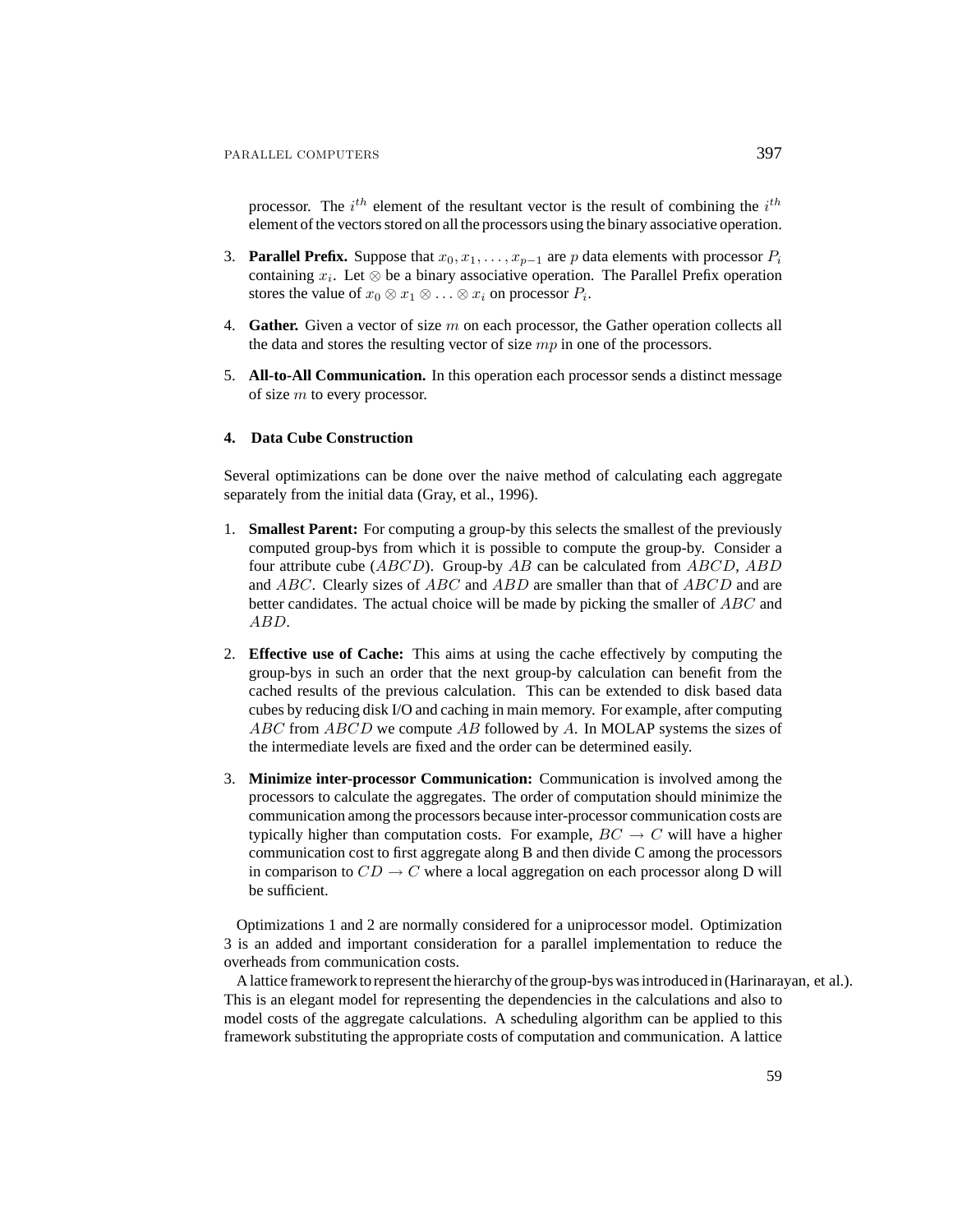processor. The $i^{th}$ element of the resultant vector is the result of combining the $i^{th}$ element of the vectors stored on all the processors using the binary associative operation.

3. **Parallel Prefix.** Suppose that $x_0, x_1, \ldots, x_{p-1}$ are $p$ data elements with processor $P_i$ containing $x_i$. Let $\otimes$ be a binary associative operation. The Parallel Prefix operation stores the value of $x_0 \otimes x_1 \otimes \ldots \otimes x_i$ on processor $P_i$.

4. **Gather.** Given a vector of size $m$ on each processor, the Gather operation collects all the data and stores the resulting vector of size $mp$ in one of the processors.

5. **All-to-All Communication.** In this operation each processor sends a distinct message of size $m$ to every processor.

## 4. Data Cube Construction

Several optimizations can be done over the naive method of calculating each aggregate separately from the initial data (Gray, et al., 1996).

1. **Smallest Parent:** For computing a group-by this selects the smallest of the previously computed group-bys from which it is possible to compute the group-by. Consider a four attribute cube ($ABCD$). Group-by $AB$ can be calculated from $ABCD$, $ABD$ and $ABC$. Clearly sizes of $ABC$ and $ABD$ are smaller than that of $ABCD$ and are better candidates. The actual choice will be made by picking the smaller of $ABC$ and $ABD$.

2. **Effective use of Cache:** This aims at using the cache effectively by computing the group-bys in such an order that the next group-by calculation can benefit from the cached results of the previous calculation. This can be extended to disk based data cubes by reducing disk I/O and caching in main memory. For example, after computing $ABC$ from $ABCD$ we compute $AB$ followed by $A$. In MOLAP systems the sizes of the intermediate levels are fixed and the order can be determined easily.

3. **Minimize inter-processor Communication:** Communication is involved among the processors to calculate the aggregates. The order of computation should minimize the communication among the processors because inter-processor communication costs are typically higher than computation costs. For example, $BC \rightarrow C$ will have a higher communication cost to first aggregate along B and then divide C among the processors in comparison to $CD \rightarrow C$ where a local aggregation on each processor along D will be sufficient.

Optimizations 1 and 2 are normally considered for a uniprocessor model. Optimization 3 is an added and important consideration for a parallel implementation to reduce the overheads from communication costs.

A lattice framework to represent the hierarchy of the group-bys was introduced in (Harinarayan, et al.). This is an elegant model for representing the dependencies in the calculations and also to model costs of the aggregate calculations. A scheduling algorithm can be applied to this framework substituting the appropriate costs of computation and communication. A lattice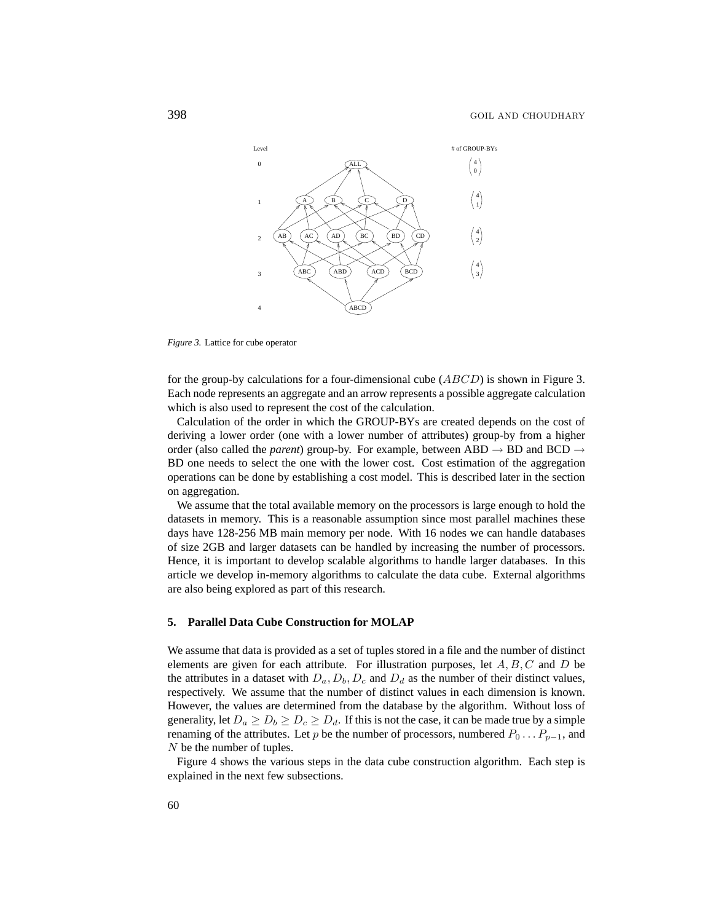*Figure 3.* Lattice for cube operator

for the group-by calculations for a four-dimensional cube ($ABCD$) is shown in Figure 3. Each node represents an aggregate and an arrow represents a possible aggregate calculation which is also used to represent the cost of the calculation.

Calculation of the order in which the GROUP-BYs are created depends on the cost of deriving a lower order (one with a lower number of attributes) group-by from a higher order (also called the *parent*) group-by. For example, between ABD → BD and BCD → BD one needs to select the one with the lower cost. Cost estimation of the aggregation operations can be done by establishing a cost model. This is described later in the section on aggregation.

We assume that the total available memory on the processors is large enough to hold the datasets in memory. This is a reasonable assumption since most parallel machines these days have 128-256 MB main memory per node. With 16 nodes we can handle databases of size 2GB and larger datasets can be handled by increasing the number of processors. Hence, it is important to develop scalable algorithms to handle larger databases. In this article we develop in-memory algorithms to calculate the data cube. External algorithms are also being explored as part of this research.

## 5. Parallel Data Cube Construction for MOLAP

We assume that data is provided as a set of tuples stored in a file and the number of distinct elements are given for each attribute. For illustration purposes, let $A, B, C$ and $D$ be the attributes in a dataset with $D_a, D_b, D_c$ and $D_d$ as the number of their distinct values, respectively. We assume that the number of distinct values in each dimension is known. However, the values are determined from the database by the algorithm. Without loss of generality, let $D_a \geq D_b \geq D_c \geq D_d$. If this is not the case, it can be made true by a simple renaming of the attributes. Let $p$ be the number of processors, numbered $P_0 \ldots P_{p-1}$, and $N$ be the number of tuples.

Figure 4 shows the various steps in the data cube construction algorithm. Each step is explained in the next few subsections.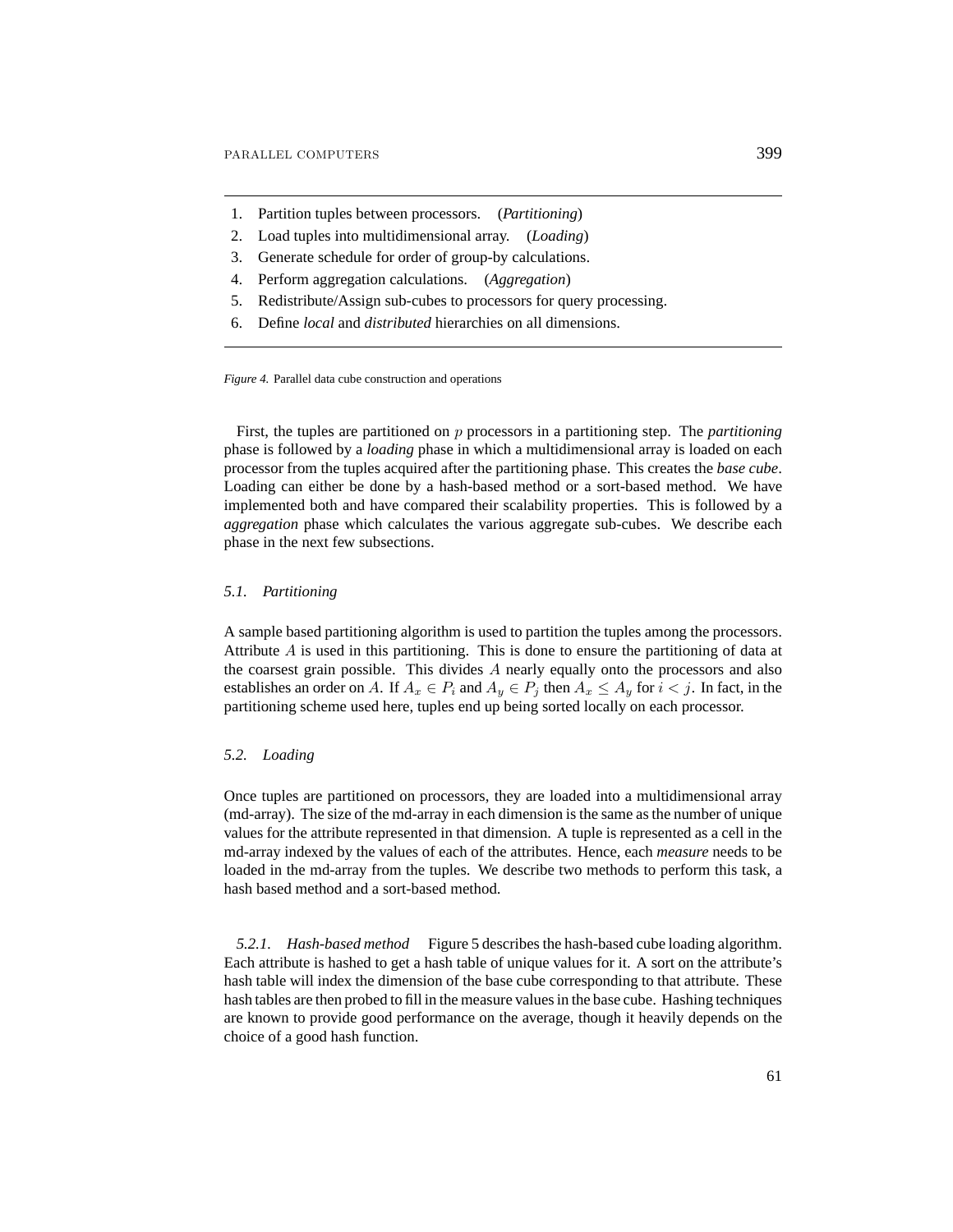1. Partition tuples between processors. (*Partitioning*)
2. Load tuples into multidimensional array. (*Loading*)
3. Generate schedule for order of group-by calculations.
4. Perform aggregation calculations. (*Aggregation*)
5. Redistribute/Assign sub-cubes to processors for query processing.
6. Define *local* and *distributed* hierarchies on all dimensions.

*Figure 4.* Parallel data cube construction and operations

First, the tuples are partitioned on $p$ processors in a partitioning step. The *partitioning* phase is followed by a *loading* phase in which a multidimensional array is loaded on each processor from the tuples acquired after the partitioning phase. This creates the *base cube*. Loading can either be done by a hash-based method or a sort-based method. We have implemented both and have compared their scalability properties. This is followed by a *aggregation* phase which calculates the various aggregate sub-cubes. We describe each phase in the next few subsections.

### 5.1. *Partitioning*

A sample based partitioning algorithm is used to partition the tuples among the processors. Attribute $A$ is used in this partitioning. This is done to ensure the partitioning of data at the coarsest grain possible. This divides $A$ nearly equally onto the processors and also establishes an order on $A$. If $A_x \in P_i$ and $A_y \in P_j$ then $A_x \leq A_y$ for $i < j$. In fact, in the partitioning scheme used here, tuples end up being sorted locally on each processor.

### 5.2. *Loading*

Once tuples are partitioned on processors, they are loaded into a multidimensional array (md-array). The size of the md-array in each dimension is the same as the number of unique values for the attribute represented in that dimension. A tuple is represented as a cell in the md-array indexed by the values of each of the attributes. Hence, each *measure* needs to be loaded in the md-array from the tuples. We describe two methods to perform this task, a hash based method and a sort-based method.

#### 5.2.1. *Hash-based method*

Figure 5 describes the hash-based cube loading algorithm. Each attribute is hashed to get a hash table of unique values for it. A sort on the attribute's hash table will index the dimension of the base cube corresponding to that attribute. These hash tables are then probed to fill in the measure values in the base cube. Hashing techniques are known to provide good performance on the average, though it heavily depends on the choice of a good hash function.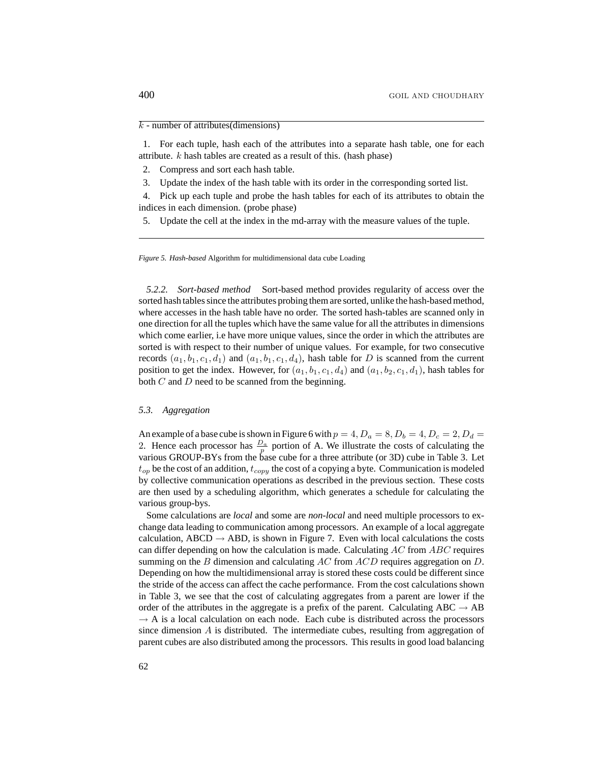$k$ - number of attributes(dimensions)

1. For each tuple, hash each of the attributes into a separate hash table, one for each attribute. $k$ hash tables are created as a result of this. (hash phase)
2. Compress and sort each hash table.
3. Update the index of the hash table with its order in the corresponding sorted list.
4. Pick up each tuple and probe the hash tables for each of its attributes to obtain the indices in each dimension. (probe phase)
5. Update the cell at the index in the md-array with the measure values of the tuple.

*Figure 5. Hash-based* Algorithm for multidimensional data cube Loading

*5.2.2. Sort-based method* Sort-based method provides regularity of access over the sorted hash tables since the attributes probing them are sorted, unlike the hash-based method, where accesses in the hash table have no order. The sorted hash-tables are scanned only in one direction for all the tuples which have the same value for all the attributes in dimensions which come earlier, i.e have more unique values, since the order in which the attributes are sorted is with respect to their number of unique values. For example, for two consecutive records $(a_1, b_1, c_1, d_1)$ and $(a_1, b_1, c_1, d_4)$, hash table for $D$ is scanned from the current position to get the index. However, for $(a_1, b_1, c_1, d_4)$ and $(a_1, b_2, c_1, d_1)$, hash tables for both $C$ and $D$ need to be scanned from the beginning.

### 5.3. Aggregation

An example of a base cube is shown in Figure 6 with $p = 4, D_a = 8, D_b = 4, D_c = 2, D_d = 2$. Hence each processor has $\frac{D_a}{p}$ portion of A. We illustrate the costs of calculating the various GROUP-BYs from the base cube for a three attribute (or 3D) cube in Table 3. Let $t_{op}$ be the cost of an addition, $t_{copy}$ the cost of a copying a byte. Communication is modeled by collective communication operations as described in the previous section. These costs are then used by a scheduling algorithm, which generates a schedule for calculating the various group-bys.

Some calculations are *local* and some are *non-local* and need multiple processors to exchange data leading to communication among processors. An example of a local aggregate calculation, ABCD → ABD, is shown in Figure 7. Even with local calculations the costs can differ depending on how the calculation is made. Calculating $AC$ from $ABC$ requires summing on the $B$ dimension and calculating $AC$ from $ACD$ requires aggregation on $D$. Depending on how the multidimensional array is stored these costs could be different since the stride of the access can affect the cache performance. From the cost calculations shown in Table 3, we see that the cost of calculating aggregates from a parent are lower if the order of the attributes in the aggregate is a prefix of the parent. Calculating ABC → AB → A is a local calculation on each node. Each cube is distributed across the processors since dimension $A$ is distributed. The intermediate cubes, resulting from aggregation of parent cubes are also distributed among the processors. This results in good load balancing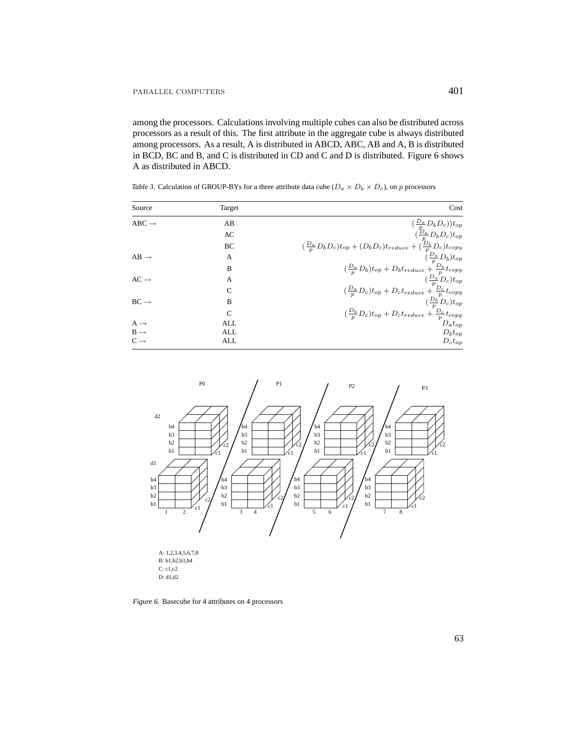among the processors. Calculations involving multiple cubes can also be distributed across processors as a result of this. The first attribute in the aggregate cube is always distributed among processors. As a result, A is distributed in ABCD, ABC, AB and A, B is distributed in BCD, BC and B, and C is distributed in CD and C and D is distributed. Figure 6 shows A as distributed in ABCD.

*Table 3.* Calculation of GROUP-BYs for a three attribute data cube ($D_a \times D_b \times D_c$), on $p$ processors

| Source | Target | Cost |
|---|---|---|
| ABC → | AB | $(\frac{D_a}{p} D_b D_c)) t_{op}$ |
| | AC | $(\frac{D_a}{p} D_b D_c) t_{op}$ |
| | BC | $(\frac{D_a}{p} D_b D_c) t_{op} + (D_b D_c) t_{reduce} + (\frac{D_b}{p} D_c) t_{copy}$ |
| AB → | A | $(\frac{D_a}{p} D_b) t_{op}$ |
| | B | $(\frac{D_a}{p} D_b) t_{op} + D_b t_{reduce} + \frac{D_b}{p} t_{copy}$ |
| AC → | A | $(\frac{D_a}{p} D_c) t_{op}$ |
| | C | $(\frac{D_a}{p} D_c) t_{op} + D_c t_{reduce} + \frac{D_c}{p} t_{copy}$ |
| BC → | B | $(\frac{D_b}{p} D_c) t_{op}$ |
| | C | $(\frac{D_b}{p} D_c) t_{op} + D_c t_{reduce} + \frac{D_c}{p} t_{copy}$ |
| A → | ALL | $D_a t_{op}$ |
| B → | ALL | $D_b t_{op}$ |
| C → | ALL | $D_c t_{op}$ |

*Figure 6.* Basecube for 4 attributes on 4 processors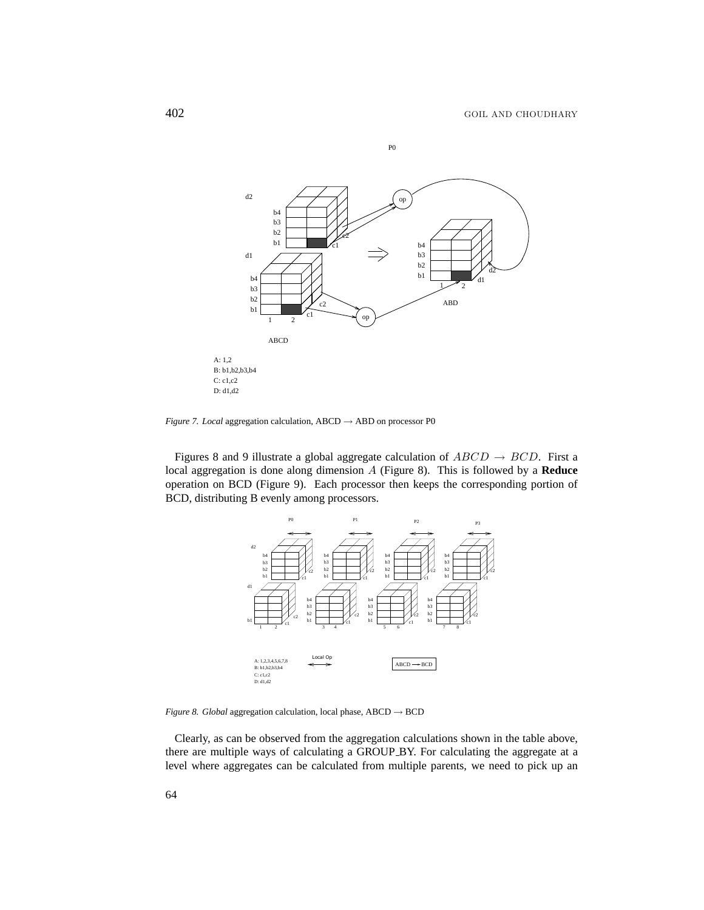*Figure 7. Local* aggregation calculation, ABCD → ABD on processor P0

Figures 8 and 9 illustrate a global aggregate calculation of $ABCD \rightarrow BCD$. First a local aggregation is done along dimension $A$ (Figure 8). This is followed by a **Reduce** operation on BCD (Figure 9). Each processor then keeps the corresponding portion of BCD, distributing B evenly among processors.

*Figure 8. Global* aggregation calculation, local phase, ABCD → BCD

Clearly, as can be observed from the aggregation calculations shown in the table above, there are multiple ways of calculating a GROUP_BY. For calculating the aggregate at a level where aggregates can be calculated from multiple parents, we need to pick up an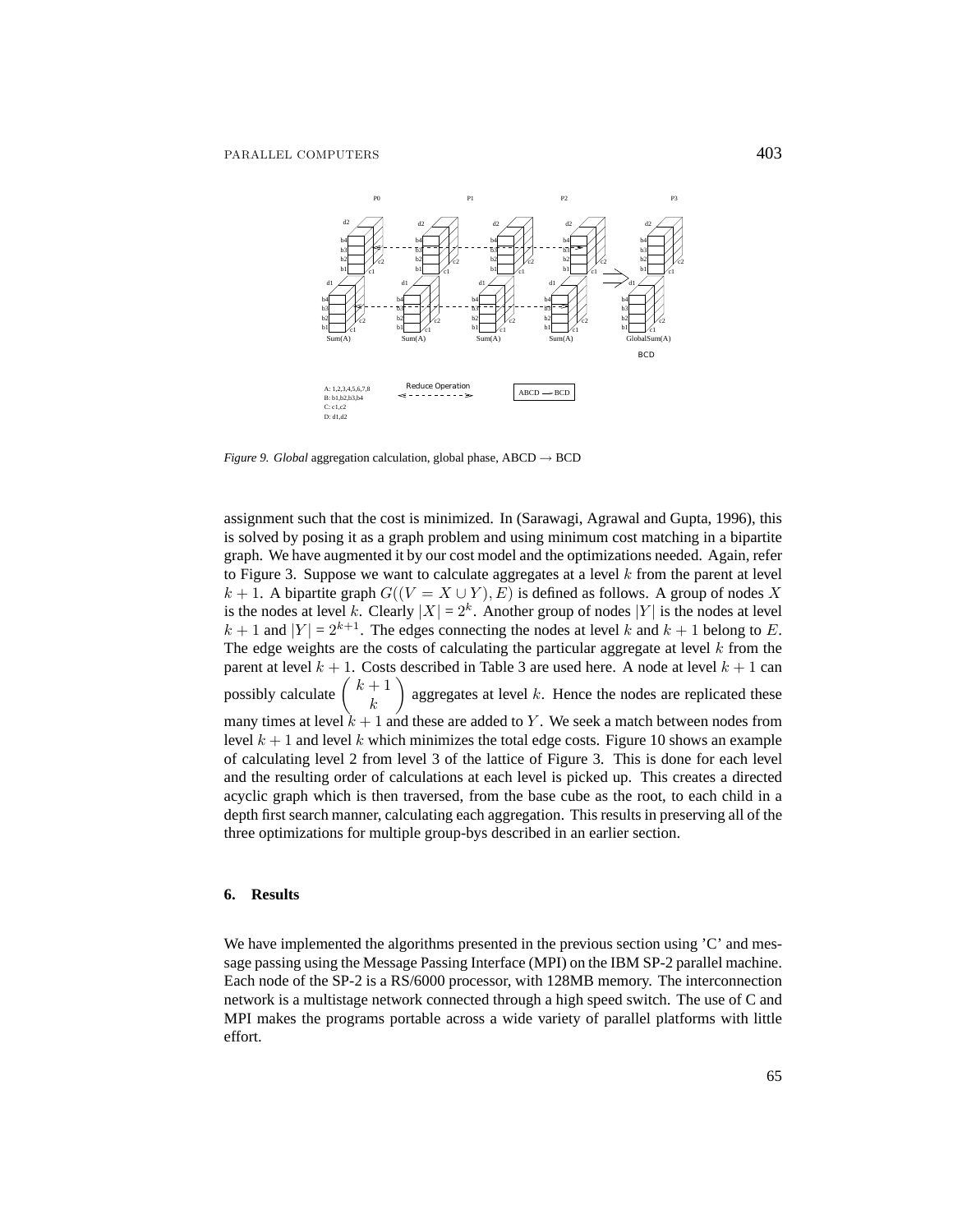*Figure 9. Global* aggregation calculation, global phase, ABCD → BCD

assignment such that the cost is minimized. In (Sarawagi, Agrawal and Gupta, 1996), this is solved by posing it as a graph problem and using minimum cost matching in a bipartite graph. We have augmented it by our cost model and the optimizations needed. Again, refer to Figure 3. Suppose we want to calculate aggregates at a level $k$ from the parent at level $k+1$. A bipartite graph $G((V = X \cup Y), E)$ is defined as follows. A group of nodes $X$ is the nodes at level $k$. Clearly $|X| = 2^k$. Another group of nodes $|Y|$ is the nodes at level $k+1$ and $|Y| = 2^{k+1}$. The edges connecting the nodes at level $k$ and $k+1$ belong to $E$. The edge weights are the costs of calculating the particular aggregate at level $k$ from the parent at level $k+1$. Costs described in Table 3 are used here. A node at level $k+1$ can possibly calculate $\binom{k+1}{k}$ aggregates at level $k$. Hence the nodes are replicated these many times at level $k+1$ and these are added to $Y$. We seek a match between nodes from level $k+1$ and level $k$ which minimizes the total edge costs. Figure 10 shows an example of calculating level 2 from level 3 of the lattice of Figure 3. This is done for each level and the resulting order of calculations at each level is picked up. This creates a directed acyclic graph which is then traversed, from the base cube as the root, to each child in a depth first search manner, calculating each aggregation. This results in preserving all of the three optimizations for multiple group-bys described in an earlier section.

## 6. Results

We have implemented the algorithms presented in the previous section using 'C' and message passing using the Message Passing Interface (MPI) on the IBM SP-2 parallel machine. Each node of the SP-2 is a RS/6000 processor, with 128MB memory. The interconnection network is a multistage network connected through a high speed switch. The use of C and MPI makes the programs portable across a wide variety of parallel platforms with little effort.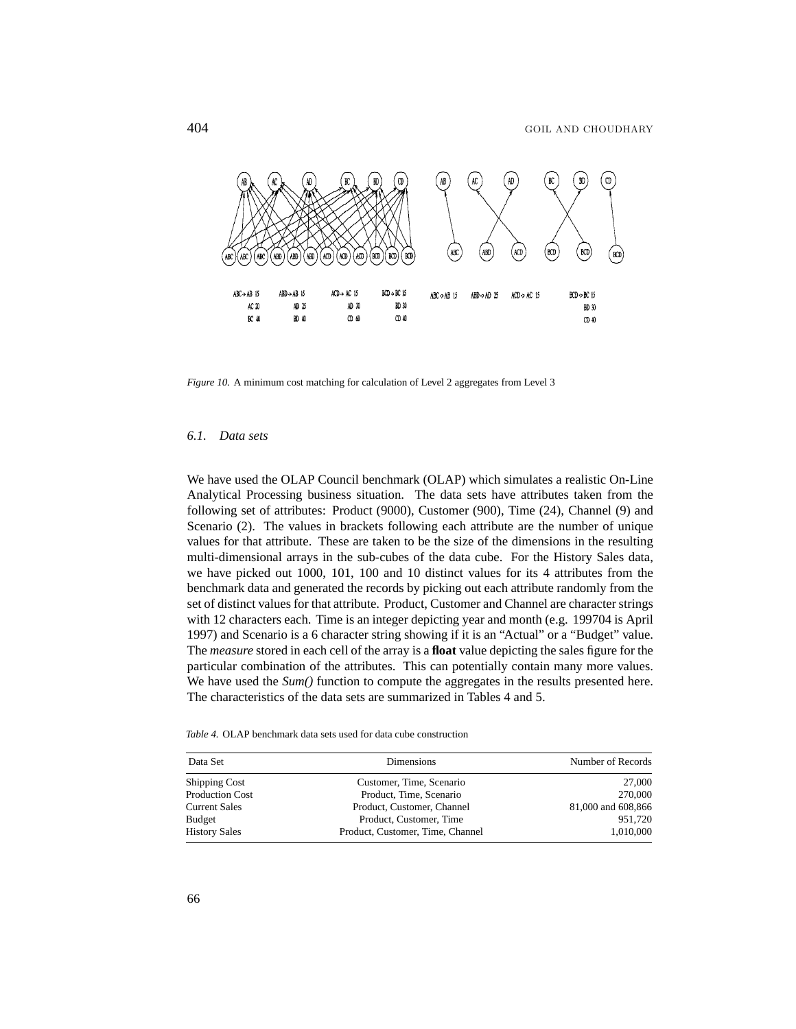*Figure 10.* A minimum cost matching for calculation of Level 2 aggregates from Level 3

### *6.1. Data sets*

We have used the OLAP Council benchmark (OLAP) which simulates a realistic On-Line Analytical Processing business situation. The data sets have attributes taken from the following set of attributes: Product (9000), Customer (900), Time (24), Channel (9) and Scenario (2). The values in brackets following each attribute are the number of unique values for that attribute. These are taken to be the size of the dimensions in the resulting multi-dimensional arrays in the sub-cubes of the data cube. For the History Sales data, we have picked out 1000, 101, 100 and 10 distinct values for its 4 attributes from the benchmark data and generated the records by picking out each attribute randomly from the set of distinct values for that attribute. Product, Customer and Channel are character strings with 12 characters each. Time is an integer depicting year and month (e.g. 199704 is April 1997) and Scenario is a 6 character string showing if it is an "Actual" or a "Budget" value. The *measure* stored in each cell of the array is a **float** value depicting the sales figure for the particular combination of the attributes. This can potentially contain many more values. We have used the *Sum()* function to compute the aggregates in the results presented here. The characteristics of the data sets are summarized in Tables 4 and 5.

*Table 4.* OLAP benchmark data sets used for data cube construction

| Data Set | Dimensions | Number of Records |
|---|---|---|
| Shipping Cost | Customer, Time, Scenario | 27,000 |
| Production Cost | Product, Time, Scenario | 270,000 |
| Current Sales | Product, Customer, Channel | 81,000 and 608,866 |
| Budget | Product, Customer, Time | 951,720 |
| History Sales | Product, Customer, Time, Channel | 1,010,000 |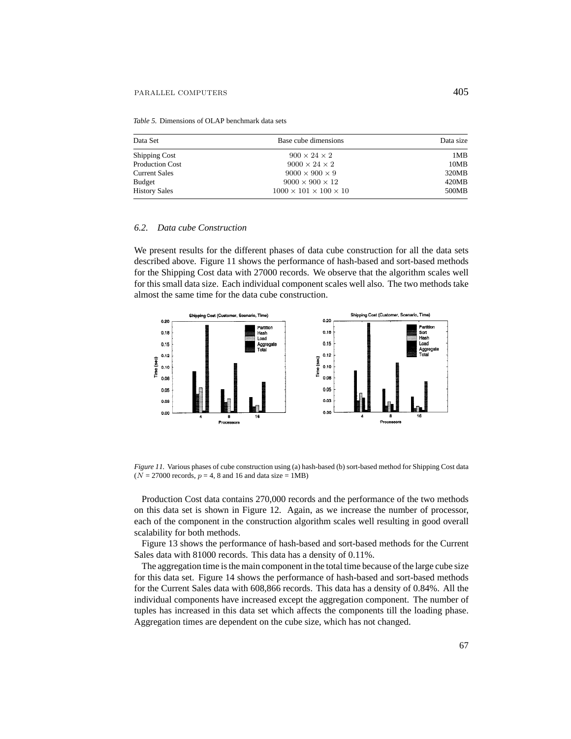*Table 5.* Dimensions of OLAP benchmark data sets

| Data Set | Base cube dimensions | Data size |
|---|---|---|
| Shipping Cost | $900 \times 24 \times 2$ | 1MB |
| Production Cost | $9000 \times 24 \times 2$ | 10MB |
| Current Sales | $9000 \times 900 \times 9$ | 320MB |
| Budget | $9000 \times 900 \times 12$ | 420MB |
| History Sales | $1000 \times 101 \times 100 \times 10$ | 500MB |

### 6.2. Data cube Construction

We present results for the different phases of data cube construction for all the data sets described above. Figure 11 shows the performance of hash-based and sort-based methods for the Shipping Cost data with 27000 records. We observe that the algorithm scales well for this small data size. Each individual component scales well also. The two methods take almost the same time for the data cube construction.

*Figure 11.* Various phases of cube construction using (a) hash-based (b) sort-based method for Shipping Cost data ($N$ = 27000 records, $p$ = 4, 8 and 16 and data size = 1MB)

Production Cost data contains 270,000 records and the performance of the two methods on this data set is shown in Figure 12. Again, as we increase the number of processor, each of the component in the construction algorithm scales well resulting in good overall scalability for both methods.

Figure 13 shows the performance of hash-based and sort-based methods for the Current Sales data with 81000 records. This data has a density of 0.11%.

The aggregation time is the main component in the total time because of the large cube size for this data set. Figure 14 shows the performance of hash-based and sort-based methods for the Current Sales data with 608,866 records. This data has a density of 0.84%. All the individual components have increased except the aggregation component. The number of tuples has increased in this data set which affects the components till the loading phase. Aggregation times are dependent on the cube size, which has not changed.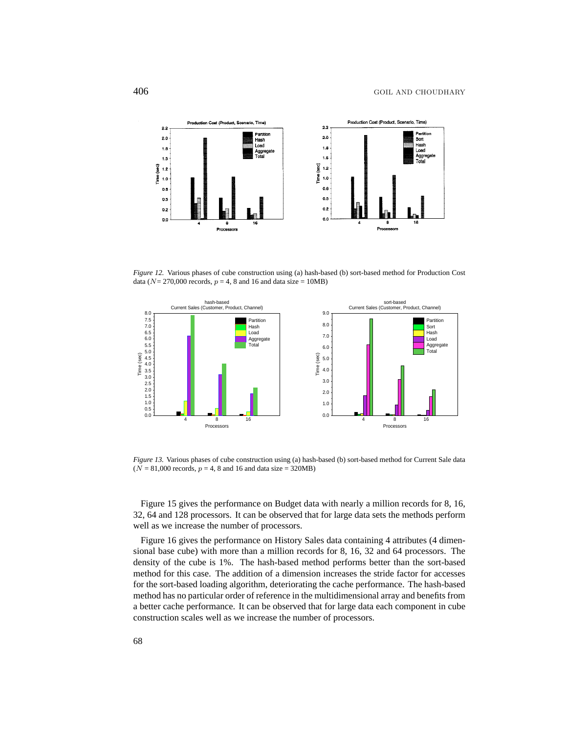*Figure 12.* Various phases of cube construction using (a) hash-based (b) sort-based method for Production Cost data ($N$ = 270,000 records, $p$ = 4, 8 and 16 and data size = 10MB)

*Figure 13.* Various phases of cube construction using (a) hash-based (b) sort-based method for Current Sale data ($N$ = 81,000 records, $p$ = 4, 8 and 16 and data size = 320MB)

Figure 15 gives the performance on Budget data with nearly a million records for 8, 16, 32, 64 and 128 processors. It can be observed that for large data sets the methods perform well as we increase the number of processors.

Figure 16 gives the performance on History Sales data containing 4 attributes (4 dimensional base cube) with more than a million records for 8, 16, 32 and 64 processors. The density of the cube is 1%. The hash-based method performs better than the sort-based method for this case. The addition of a dimension increases the stride factor for accesses for the sort-based loading algorithm, deteriorating the cache performance. The hash-based method has no particular order of reference in the multidimensional array and benefits from a better cache performance. It can be observed that for large data each component in cube construction scales well as we increase the number of processors.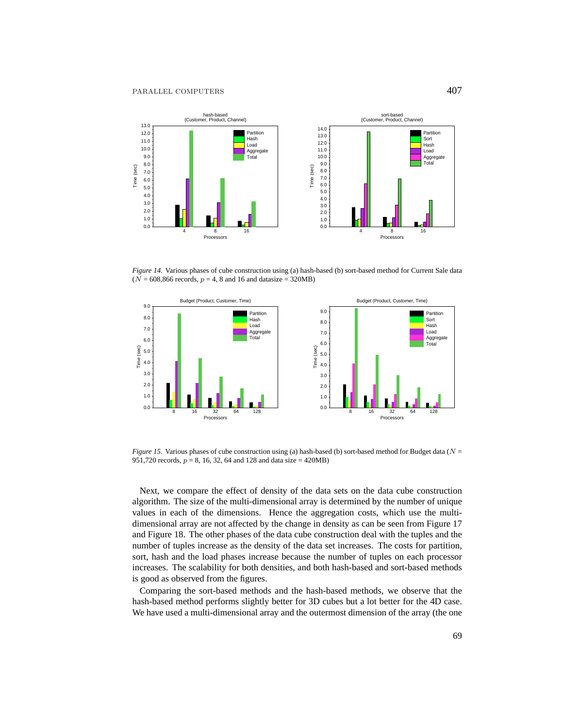*Figure 14.* Various phases of cube construction using (a) hash-based (b) sort-based method for Current Sale data ($N$ = 608,866 records, $p$ = 4, 8 and 16 and datasize = 320MB)

*Figure 15.* Various phases of cube construction using (a) hash-based (b) sort-based method for Budget data ($N$ = 951,720 records, $p$ = 8, 16, 32, 64 and 128 and data size = 420MB)

Next, we compare the effect of density of the data sets on the data cube construction algorithm. The size of the multi-dimensional array is determined by the number of unique values in each of the dimensions. Hence the aggregation costs, which use the multi-dimensional array are not affected by the change in density as can be seen from Figure 17 and Figure 18. The other phases of the data cube construction deal with the tuples and the number of tuples increase as the density of the data set increases. The costs for partition, sort, hash and the load phases increase because the number of tuples on each processor increases. The scalability for both densities, and both hash-based and sort-based methods is good as observed from the figures.

Comparing the sort-based methods and the hash-based methods, we observe that the hash-based method performs slightly better for 3D cubes but a lot better for the 4D case. We have used a multi-dimensional array and the outermost dimension of the array (the one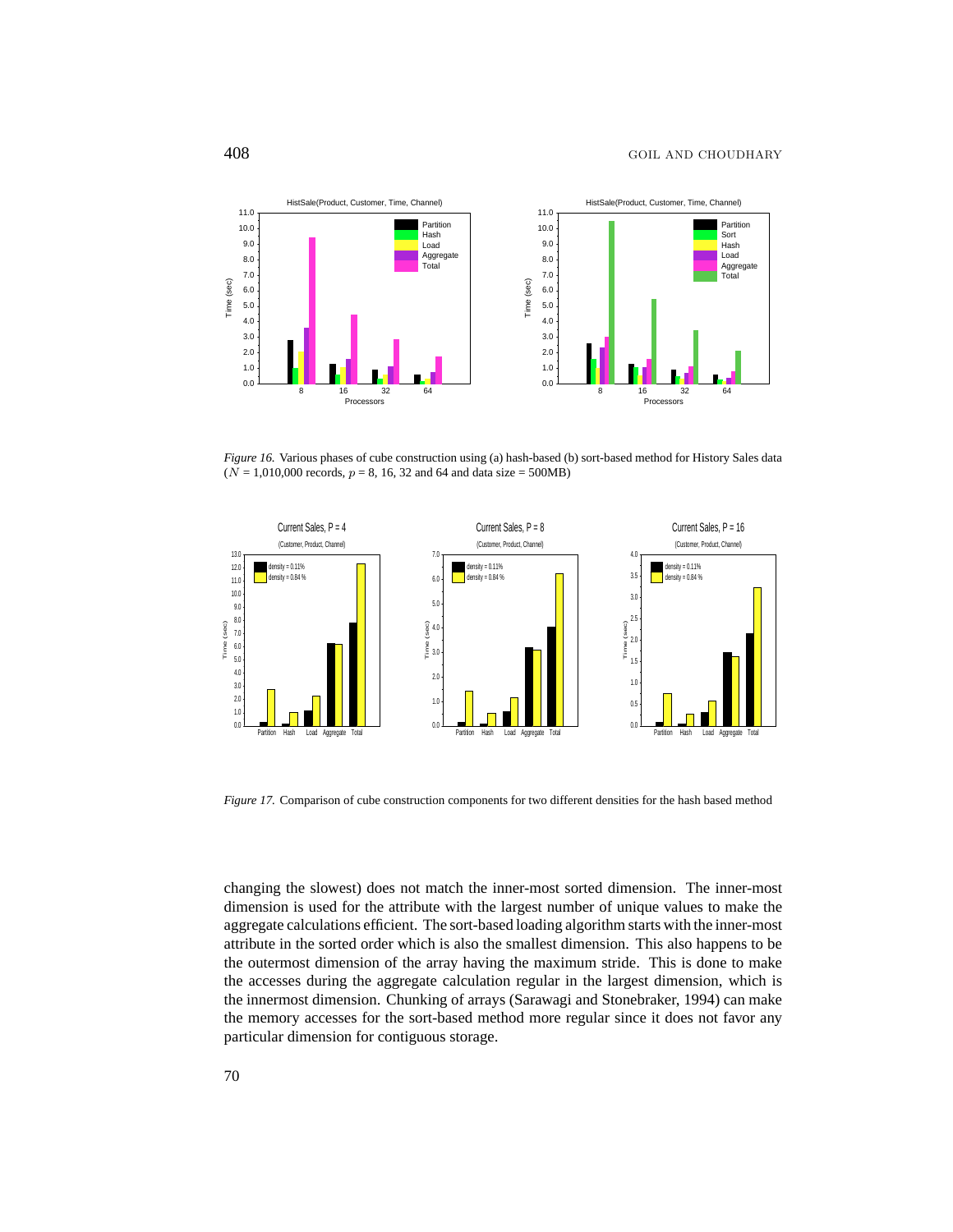*Figure 16.* Various phases of cube construction using (a) hash-based (b) sort-based method for History Sales data ($N$ = 1,010,000 records, $p$ = 8, 16, 32 and 64 and data size = 500MB)

*Figure 17.* Comparison of cube construction components for two different densities for the hash based method

changing the slowest) does not match the inner-most sorted dimension. The inner-most dimension is used for the attribute with the largest number of unique values to make the aggregate calculations efficient. The sort-based loading algorithm starts with the inner-most attribute in the sorted order which is also the smallest dimension. This also happens to be the outermost dimension of the array having the maximum stride. This is done to make the accesses during the aggregate calculation regular in the largest dimension, which is the innermost dimension. Chunking of arrays (Sarawagi and Stonebraker, 1994) can make the memory accesses for the sort-based method more regular since it does not favor any particular dimension for contiguous storage.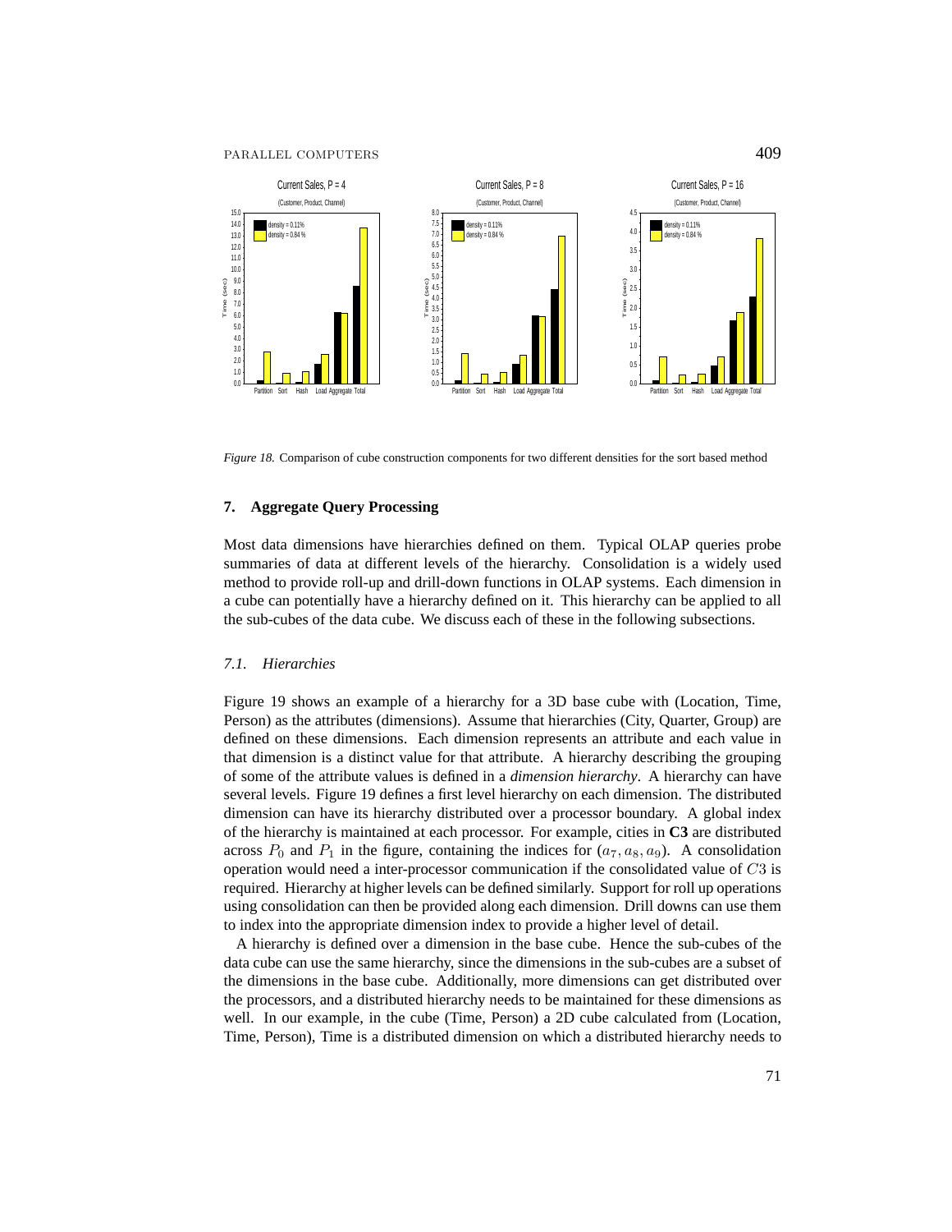*Figure 18.* Comparison of cube construction components for two different densities for the sort based method

## 7. Aggregate Query Processing

Most data dimensions have hierarchies defined on them. Typical OLAP queries probe summaries of data at different levels of the hierarchy. Consolidation is a widely used method to provide roll-up and drill-down functions in OLAP systems. Each dimension in a cube can potentially have a hierarchy defined on it. This hierarchy can be applied to all the sub-cubes of the data cube. We discuss each of these in the following subsections.

### *7.1. Hierarchies*

Figure 19 shows an example of a hierarchy for a 3D base cube with (Location, Time, Person) as the attributes (dimensions). Assume that hierarchies (City, Quarter, Group) are defined on these dimensions. Each dimension represents an attribute and each value in that dimension is a distinct value for that attribute. A hierarchy describing the grouping of some of the attribute values is defined in a *dimension hierarchy*. A hierarchy can have several levels. Figure 19 defines a first level hierarchy on each dimension. The distributed dimension can have its hierarchy distributed over a processor boundary. A global index of the hierarchy is maintained at each processor. For example, cities in **C3** are distributed across $P_0$ and $P_1$ in the figure, containing the indices for $(a_7, a_8, a_9)$. A consolidation operation would need a inter-processor communication if the consolidated value of $C3$ is required. Hierarchy at higher levels can be defined similarly. Support for roll up operations using consolidation can then be provided along each dimension. Drill downs can use them to index into the appropriate dimension index to provide a higher level of detail.

A hierarchy is defined over a dimension in the base cube. Hence the sub-cubes of the data cube can use the same hierarchy, since the dimensions in the sub-cubes are a subset of the dimensions in the base cube. Additionally, more dimensions can get distributed over the processors, and a distributed hierarchy needs to be maintained for these dimensions as well. In our example, in the cube (Time, Person) a 2D cube calculated from (Location, Time, Person), Time is a distributed dimension on which a distributed hierarchy needs to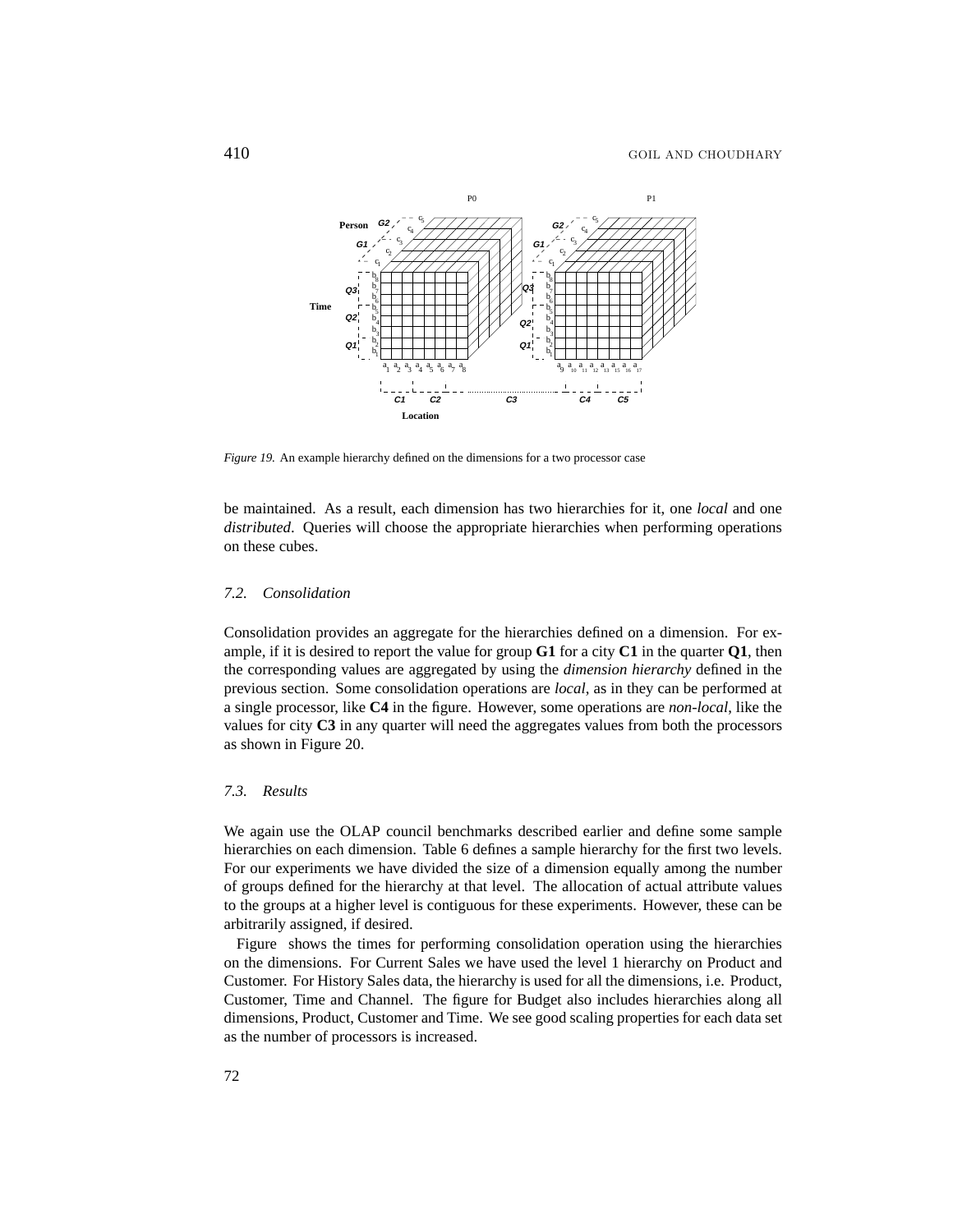*Figure 19.* An example hierarchy defined on the dimensions for a two processor case

be maintained. As a result, each dimension has two hierarchies for it, one *local* and one *distributed*. Queries will choose the appropriate hierarchies when performing operations on these cubes.

### 7.2. Consolidation

Consolidation provides an aggregate for the hierarchies defined on a dimension. For example, if it is desired to report the value for group **G1** for a city **C1** in the quarter **Q1**, then the corresponding values are aggregated by using the *dimension hierarchy* defined in the previous section. Some consolidation operations are *local*, as in they can be performed at a single processor, like **C4** in the figure. However, some operations are *non-local*, like the values for city **C3** in any quarter will need the aggregates values from both the processors as shown in Figure 20.

### 7.3. Results

We again use the OLAP council benchmarks described earlier and define some sample hierarchies on each dimension. Table 6 defines a sample hierarchy for the first two levels. For our experiments we have divided the size of a dimension equally among the number of groups defined for the hierarchy at that level. The allocation of actual attribute values to the groups at a higher level is contiguous for these experiments. However, these can be arbitrarily assigned, if desired.

Figure shows the times for performing consolidation operation using the hierarchies on the dimensions. For Current Sales we have used the level 1 hierarchy on Product and Customer. For History Sales data, the hierarchy is used for all the dimensions, i.e. Product, Customer, Time and Channel. The figure for Budget also includes hierarchies along all dimensions, Product, Customer and Time. We see good scaling properties for each data set as the number of processors is increased.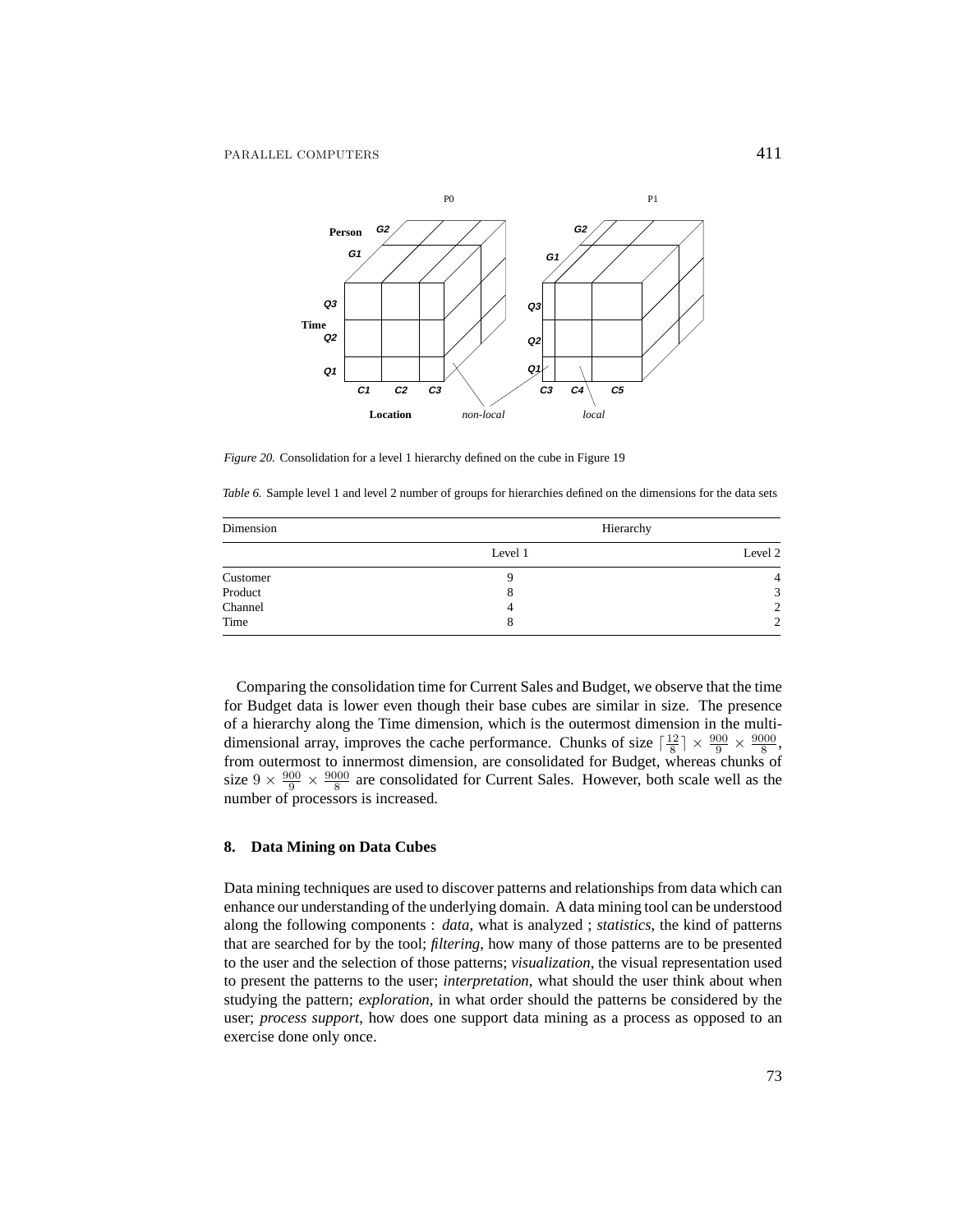*Figure 20.* Consolidation for a level 1 hierarchy defined on the cube in Figure 19

*Table 6.* Sample level 1 and level 2 number of groups for hierarchies defined on the dimensions for the data sets

| Dimension | Hierarchy | |
|---|---|---|
| | Level 1 | Level 2 |
| Customer | 9 | 4 |
| Product | 8 | 3 |
| Channel | 4 | 2 |
| Time | 8 | 2 |

Comparing the consolidation time for Current Sales and Budget, we observe that the time for Budget data is lower even though their base cubes are similar in size. The presence of a hierarchy along the Time dimension, which is the outermost dimension in the multi-dimensional array, improves the cache performance. Chunks of size $\lceil \frac{12}{8} \rceil \times \frac{900}{9} \times \frac{9000}{8}$, from outermost to innermost dimension, are consolidated for Budget, whereas chunks of size $9 \times \frac{900}{9} \times \frac{9000}{8}$ are consolidated for Current Sales. However, both scale well as the number of processors is increased.

## 8. Data Mining on Data Cubes

Data mining techniques are used to discover patterns and relationships from data which can enhance our understanding of the underlying domain. A data mining tool can be understood along the following components : *data*, what is analyzed ; *statistics*, the kind of patterns that are searched for by the tool; *filtering*, how many of those patterns are to be presented to the user and the selection of those patterns; *visualization*, the visual representation used to present the patterns to the user; *interpretation*, what should the user think about when studying the pattern; *exploration*, in what order should the patterns be considered by the user; *process support*, how does one support data mining as a process as opposed to an exercise done only once.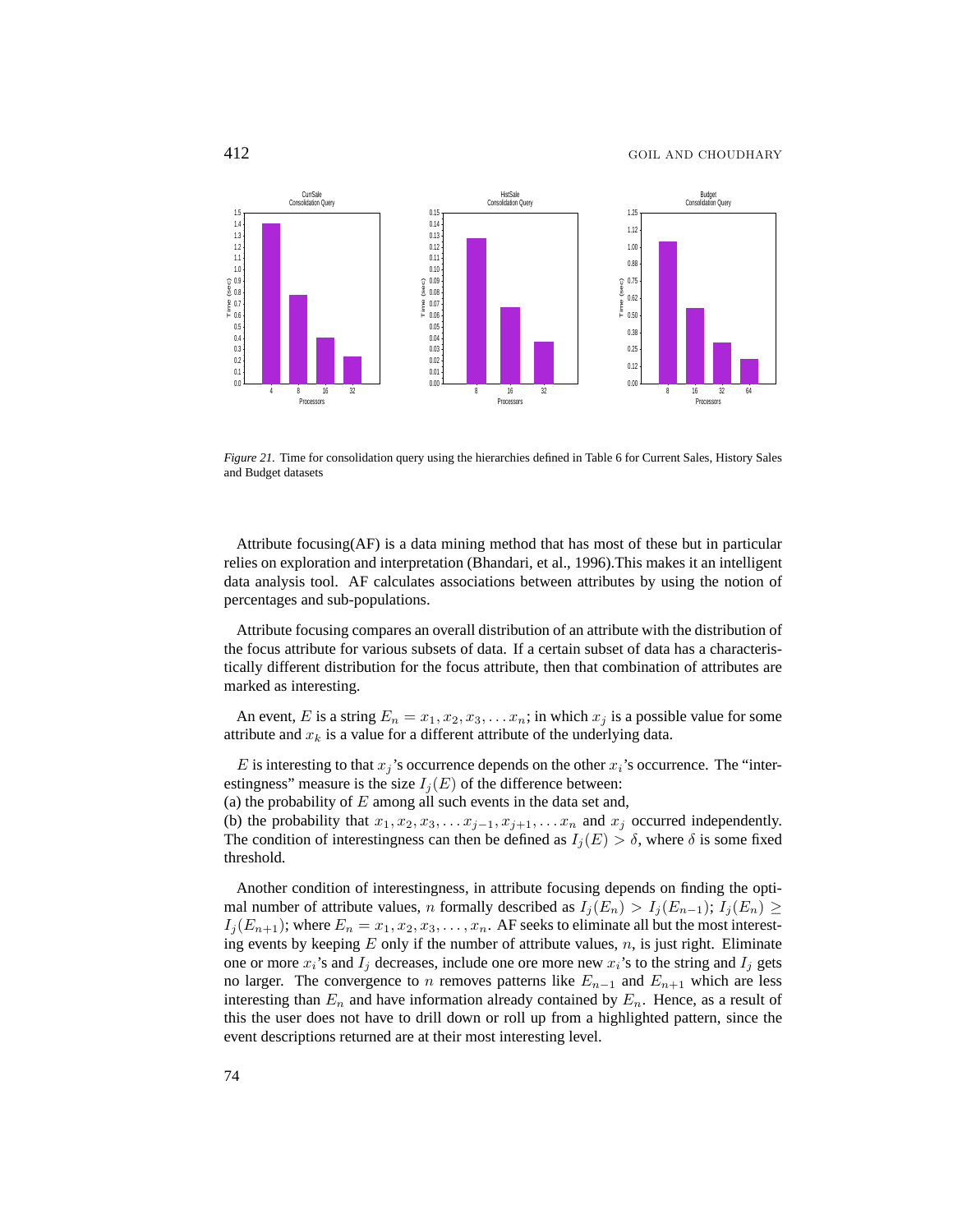*Figure 21.* Time for consolidation query using the hierarchies defined in Table 6 for Current Sales, History Sales and Budget datasets

Attribute focusing(AF) is a data mining method that has most of these but in particular relies on exploration and interpretation (Bhandari, et al., 1996).This makes it an intelligent data analysis tool. AF calculates associations between attributes by using the notion of percentages and sub-populations.

Attribute focusing compares an overall distribution of an attribute with the distribution of the focus attribute for various subsets of data. If a certain subset of data has a characteristically different distribution for the focus attribute, then that combination of attributes are marked as interesting.

An event, $E$ is a string $E_n = x_1, x_2, x_3, \ldots x_n$; in which $x_j$ is a possible value for some attribute and $x_k$ is a value for a different attribute of the underlying data.

$E$ is interesting to that $x_j$'s occurrence depends on the other $x_i$'s occurrence. The "interestingness" measure is the size $I_j(E)$ of the difference between:
(a) the probability of $E$ among all such events in the data set and,
(b) the probability that $x_1, x_2, x_3, \ldots x_{j-1}, x_{j+1}, \ldots x_n$ and $x_j$ occurred independently. The condition of interestingness can then be defined as $I_j(E) > \delta$, where $\delta$ is some fixed threshold.

Another condition of interestingness, in attribute focusing depends on finding the optimal number of attribute values, $n$ formally described as $I_j(E_n) > I_j(E_{n-1})$; $I_j(E_n) \geq I_j(E_{n+1})$; where $E_n = x_1, x_2, x_3, \ldots, x_n$. AF seeks to eliminate all but the most interesting events by keeping $E$ only if the number of attribute values, $n$, is just right. Eliminate one or more $x_i$'s and $I_j$ decreases, include one ore more new $x_i$'s to the string and $I_j$ gets no larger. The convergence to $n$ removes patterns like $E_{n-1}$ and $E_{n+1}$ which are less interesting than $E_n$ and have information already contained by $E_n$. Hence, as a result of this the user does not have to drill down or roll up from a highlighted pattern, since the event descriptions returned are at their most interesting level.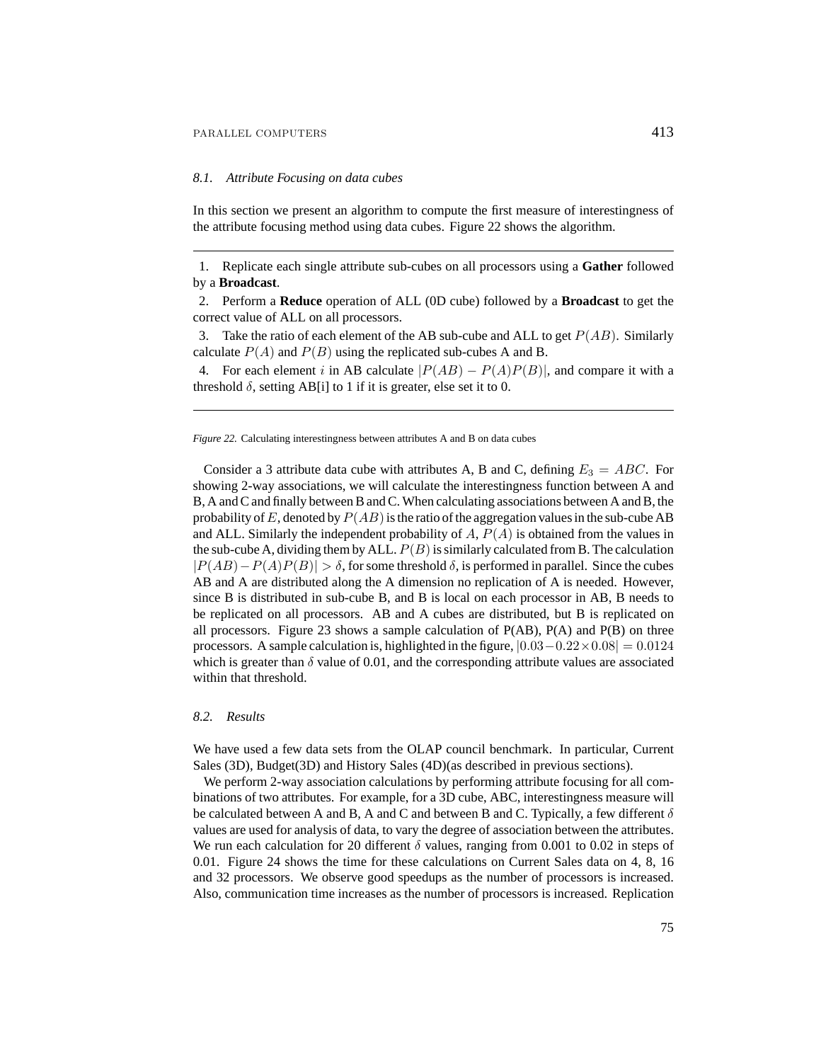### 8.1. *Attribute Focusing on data cubes*

In this section we present an algorithm to compute the first measure of interestingness of the attribute focusing method using data cubes. Figure 22 shows the algorithm.

---

1. Replicate each single attribute sub-cubes on all processors using a **Gather** followed by a **Broadcast**.
2. Perform a **Reduce** operation of ALL (0D cube) followed by a **Broadcast** to get the correct value of ALL on all processors.
3. Take the ratio of each element of the AB sub-cube and ALL to get $P(AB)$. Similarly calculate $P(A)$ and $P(B)$ using the replicated sub-cubes A and B.
4. For each element $i$ in AB calculate $|P(AB) - P(A)P(B)|$, and compare it with a threshold $\delta$, setting AB[i] to 1 if it is greater, else set it to 0.

---

*Figure 22.* Calculating interestingness between attributes A and B on data cubes

Consider a 3 attribute data cube with attributes A, B and C, defining $E_3 = ABC$. For showing 2-way associations, we will calculate the interestingness function between A and B, A and C and finally between B and C. When calculating associations between A and B, the probability of $E$, denoted by $P(AB)$ is the ratio of the aggregation values in the sub-cube AB and ALL. Similarly the independent probability of $A$, $P(A)$ is obtained from the values in the sub-cube A, dividing them by ALL. $P(B)$ is similarly calculated from B. The calculation $|P(AB) - P(A)P(B)| > \delta$, for some threshold $\delta$, is performed in parallel. Since the cubes AB and A are distributed along the A dimension no replication of A is needed. However, since B is distributed in sub-cube B, and B is local on each processor in AB, B needs to be replicated on all processors. AB and A cubes are distributed, but B is replicated on all processors. Figure 23 shows a sample calculation of P(AB), P(A) and P(B) on three processors. A sample calculation is, highlighted in the figure, $|0.03 - 0.22 \times 0.08| = 0.0124$ which is greater than $\delta$ value of 0.01, and the corresponding attribute values are associated within that threshold.

### 8.2. *Results*

We have used a few data sets from the OLAP council benchmark. In particular, Current Sales (3D), Budget(3D) and History Sales (4D)(as described in previous sections).

We perform 2-way association calculations by performing attribute focusing for all combinations of two attributes. For example, for a 3D cube, ABC, interestingness measure will be calculated between A and B, A and C and between B and C. Typically, a few different $\delta$ values are used for analysis of data, to vary the degree of association between the attributes. We run each calculation for 20 different $\delta$ values, ranging from 0.001 to 0.02 in steps of 0.01. Figure 24 shows the time for these calculations on Current Sales data on 4, 8, 16 and 32 processors. We observe good speedups as the number of processors is increased. Also, communication time increases as the number of processors is increased. Replication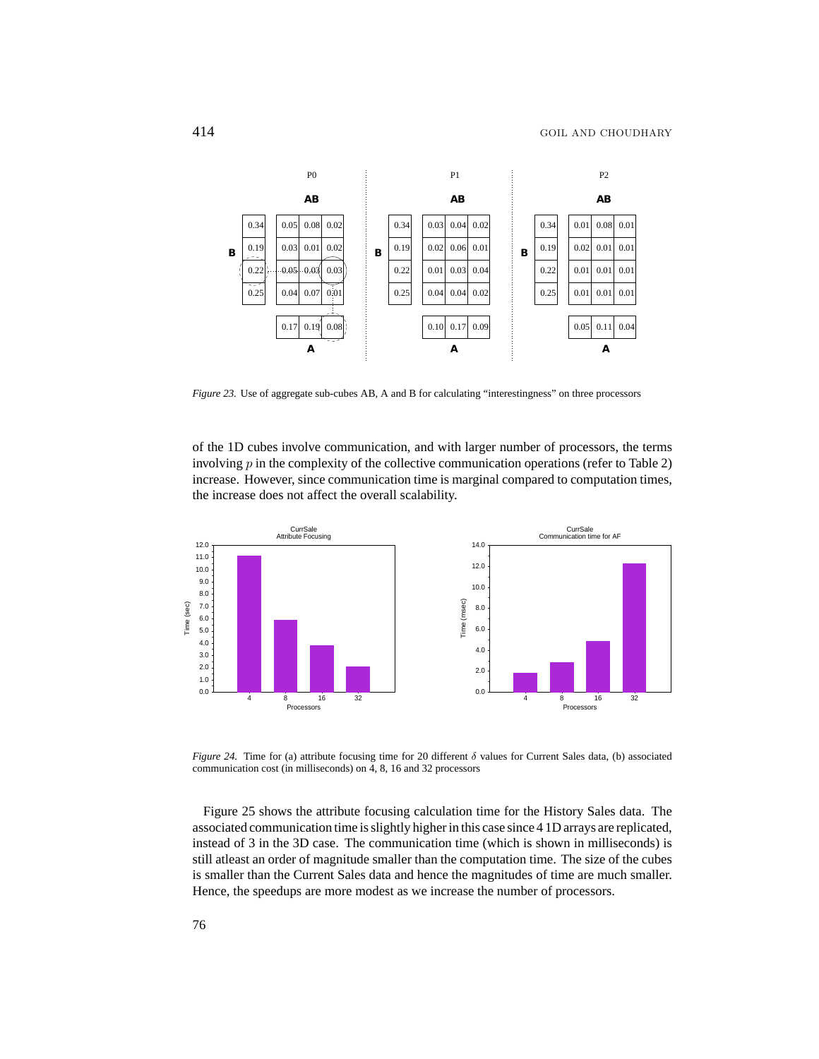*Figure 23.* Use of aggregate sub-cubes AB, A and B for calculating "interestingness" on three processors

of the 1D cubes involve communication, and with larger number of processors, the terms involving $p$ in the complexity of the collective communication operations (refer to Table 2) increase. However, since communication time is marginal compared to computation times, the increase does not affect the overall scalability.

*Figure 24.* Time for (a) attribute focusing time for 20 different $\delta$ values for Current Sales data, (b) associated communication cost (in milliseconds) on 4, 8, 16 and 32 processors

Figure 25 shows the attribute focusing calculation time for the History Sales data. The associated communication time is slightly higher in this case since 4 1D arrays are replicated, instead of 3 in the 3D case. The communication time (which is shown in milliseconds) is still atleast an order of magnitude smaller than the computation time. The size of the cubes is smaller than the Current Sales data and hence the magnitudes of time are much smaller. Hence, the speedups are more modest as we increase the number of processors.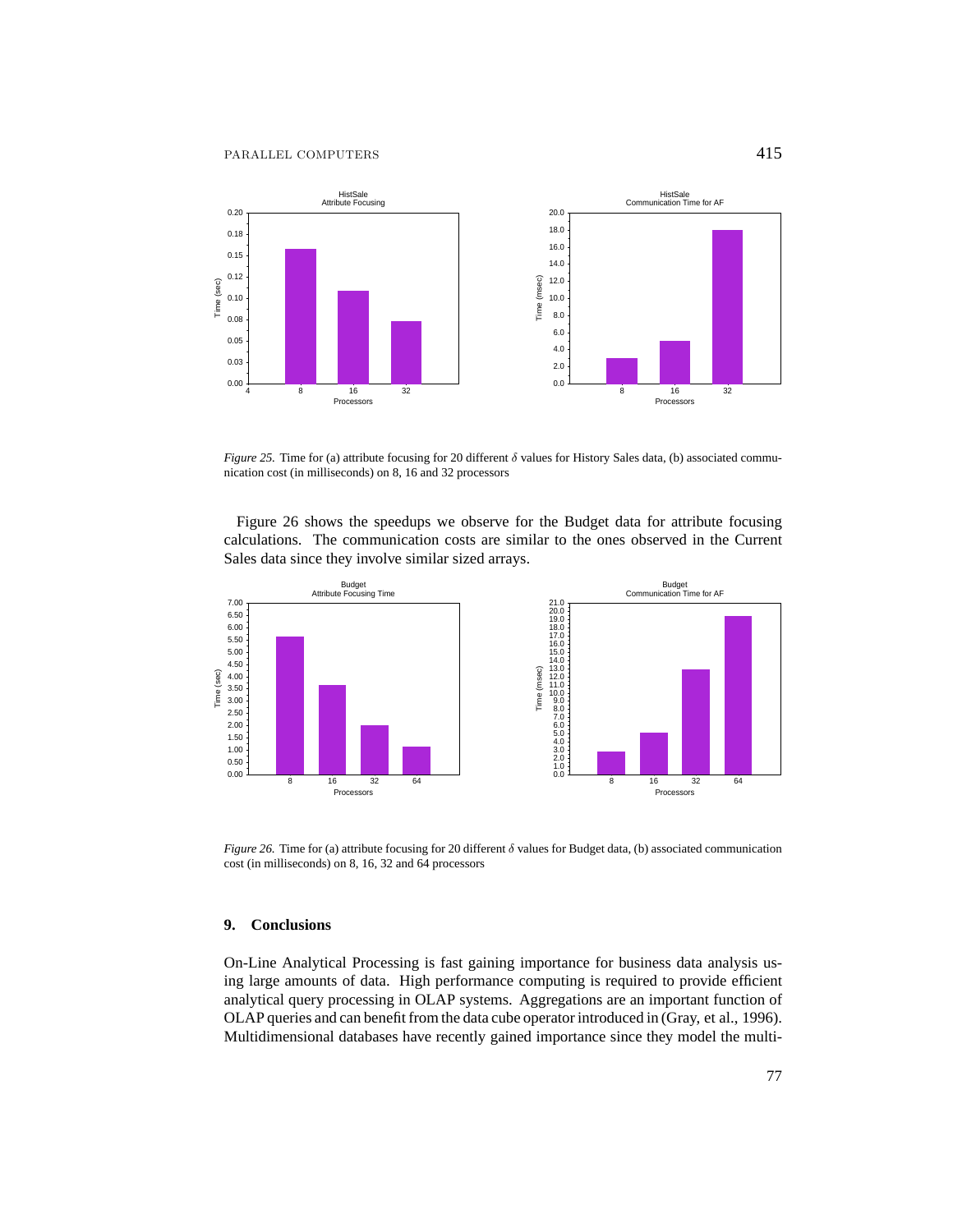*Figure 25.* Time for (a) attribute focusing for 20 different $\delta$ values for History Sales data, (b) associated communication cost (in milliseconds) on 8, 16 and 32 processors

Figure 26 shows the speedups we observe for the Budget data for attribute focusing calculations. The communication costs are similar to the ones observed in the Current Sales data since they involve similar sized arrays.

*Figure 26.* Time for (a) attribute focusing for 20 different $\delta$ values for Budget data, (b) associated communication cost (in milliseconds) on 8, 16, 32 and 64 processors

## 9. Conclusions

On-Line Analytical Processing is fast gaining importance for business data analysis using large amounts of data. High performance computing is required to provide efficient analytical query processing in OLAP systems. Aggregations are an important function of OLAP queries and can benefit from the data cube operator introduced in (Gray, et al., 1996). Multidimensional databases have recently gained importance since they model the multi-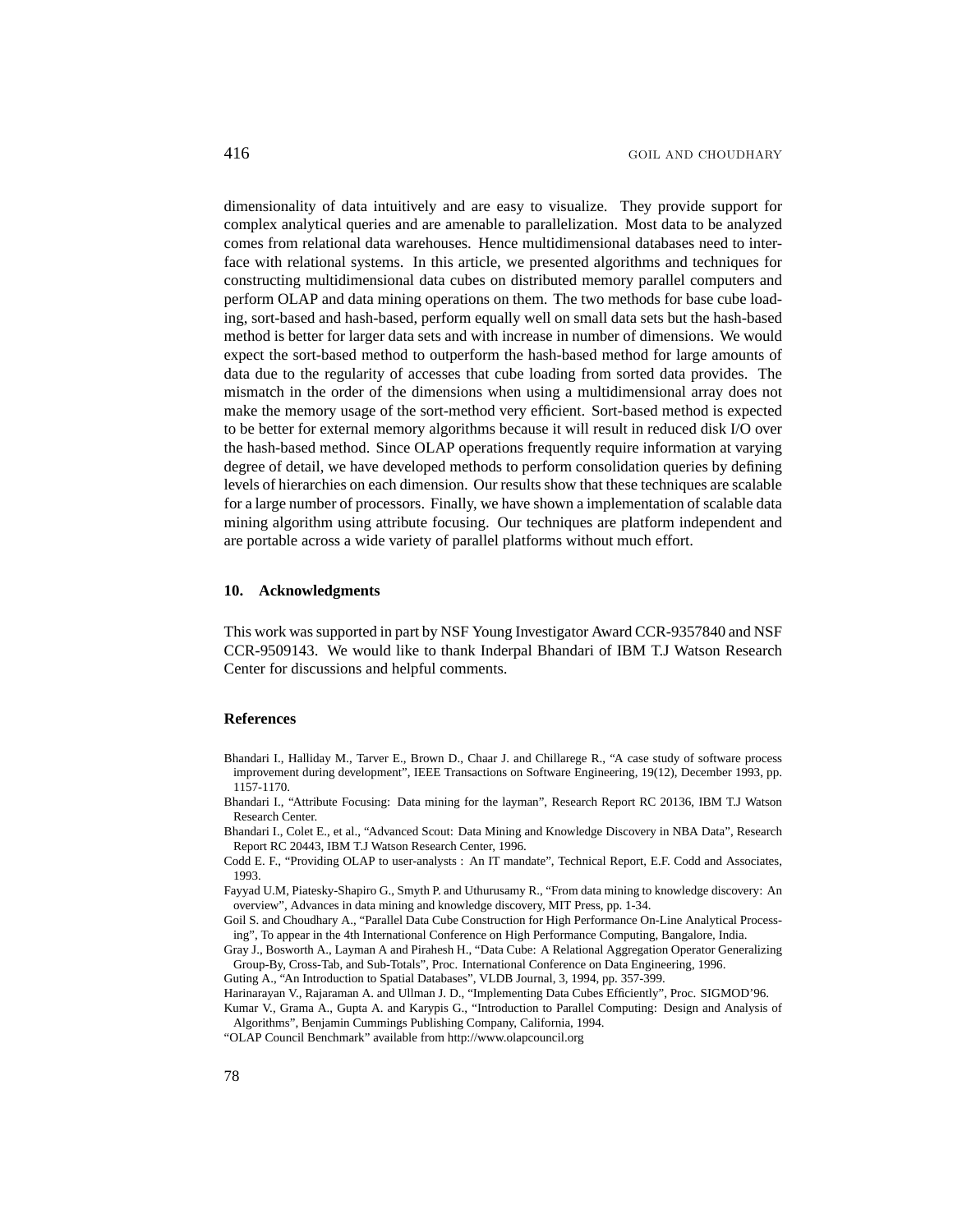dimensionality of data intuitively and are easy to visualize. They provide support for complex analytical queries and are amenable to parallelization. Most data to be analyzed comes from relational data warehouses. Hence multidimensional databases need to interface with relational systems. In this article, we presented algorithms and techniques for constructing multidimensional data cubes on distributed memory parallel computers and perform OLAP and data mining operations on them. The two methods for base cube loading, sort-based and hash-based, perform equally well on small data sets but the hash-based method is better for larger data sets and with increase in number of dimensions. We would expect the sort-based method to outperform the hash-based method for large amounts of data due to the regularity of accesses that cube loading from sorted data provides. The mismatch in the order of the dimensions when using a multidimensional array does not make the memory usage of the sort-method very efficient. Sort-based method is expected to be better for external memory algorithms because it will result in reduced disk I/O over the hash-based method. Since OLAP operations frequently require information at varying degree of detail, we have developed methods to perform consolidation queries by defining levels of hierarchies on each dimension. Our results show that these techniques are scalable for a large number of processors. Finally, we have shown a implementation of scalable data mining algorithm using attribute focusing. Our techniques are platform independent and are portable across a wide variety of parallel platforms without much effort.

## 10. Acknowledgments

This work was supported in part by NSF Young Investigator Award CCR-9357840 and NSF CCR-9509143. We would like to thank Inderpal Bhandari of IBM T.J Watson Research Center for discussions and helpful comments.

## References

Bhandari I., Halliday M., Tarver E., Brown D., Chaar J. and Chillarege R., "A case study of software process improvement during development", IEEE Transactions on Software Engineering, 19(12), December 1993, pp. 1157-1170.

Bhandari I., "Attribute Focusing: Data mining for the layman", Research Report RC 20136, IBM T.J Watson Research Center.

Bhandari I., Colet E., et al., "Advanced Scout: Data Mining and Knowledge Discovery in NBA Data", Research Report RC 20443, IBM T.J Watson Research Center, 1996.

Codd E. F., "Providing OLAP to user-analysts : An IT mandate", Technical Report, E.F. Codd and Associates, 1993.

Fayyad U.M, Piatesky-Shapiro G., Smyth P. and Uthurusamy R., "From data mining to knowledge discovery: An overview", Advances in data mining and knowledge discovery, MIT Press, pp. 1-34.

Goil S. and Choudhary A., "Parallel Data Cube Construction for High Performance On-Line Analytical Processing", To appear in the 4th International Conference on High Performance Computing, Bangalore, India.

Gray J., Bosworth A., Layman A and Pirahesh H., "Data Cube: A Relational Aggregation Operator Generalizing Group-By, Cross-Tab, and Sub-Totals", Proc. International Conference on Data Engineering, 1996.

Guting A., "An Introduction to Spatial Databases", VLDB Journal, 3, 1994, pp. 357-399.

Harinarayan V., Rajaraman A. and Ullman J. D., "Implementing Data Cubes Efficiently", Proc. SIGMOD'96.

Kumar V., Grama A., Gupta A. and Karypis G., "Introduction to Parallel Computing: Design and Analysis of Algorithms", Benjamin Cummings Publishing Company, California, 1994.

"OLAP Council Benchmark" available from http://www.olapcouncil.org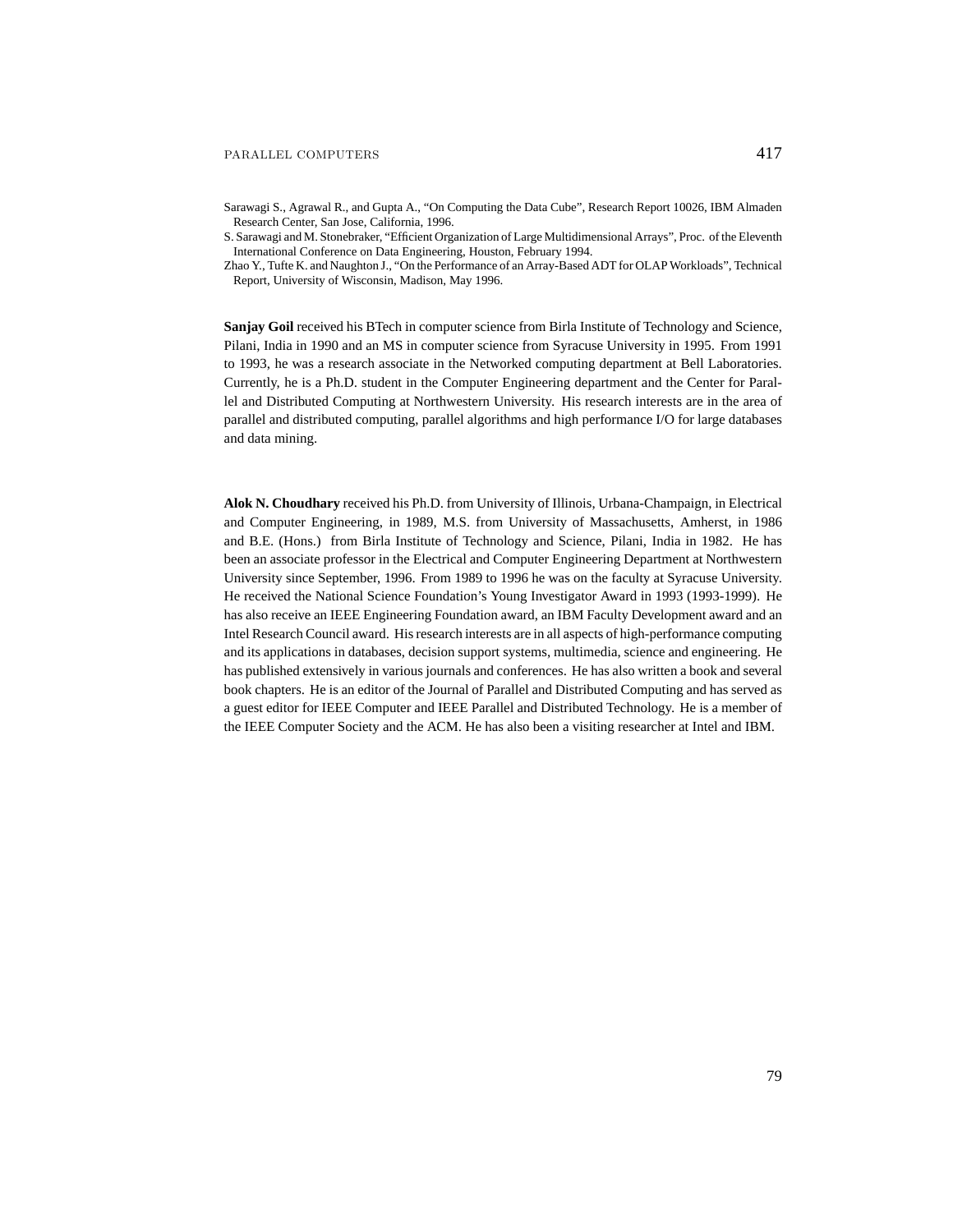Sarawagi S., Agrawal R., and Gupta A., "On Computing the Data Cube", Research Report 10026, IBM Almaden Research Center, San Jose, California, 1996.

S. Sarawagi and M. Stonebraker, "Efficient Organization of Large Multidimensional Arrays", Proc. of the Eleventh International Conference on Data Engineering, Houston, February 1994.

Zhao Y., Tufte K. and Naughton J., "On the Performance of an Array-Based ADT for OLAP Workloads", Technical Report, University of Wisconsin, Madison, May 1996.

**Sanjay Goil** received his BTech in computer science from Birla Institute of Technology and Science, Pilani, India in 1990 and an MS in computer science from Syracuse University in 1995. From 1991 to 1993, he was a research associate in the Networked computing department at Bell Laboratories. Currently, he is a Ph.D. student in the Computer Engineering department and the Center for Parallel and Distributed Computing at Northwestern University. His research interests are in the area of parallel and distributed computing, parallel algorithms and high performance I/O for large databases and data mining.

**Alok N. Choudhary** received his Ph.D. from University of Illinois, Urbana-Champaign, in Electrical and Computer Engineering, in 1989, M.S. from University of Massachusetts, Amherst, in 1986 and B.E. (Hons.) from Birla Institute of Technology and Science, Pilani, India in 1982. He has been an associate professor in the Electrical and Computer Engineering Department at Northwestern University since September, 1996. From 1989 to 1996 he was on the faculty at Syracuse University. He received the National Science Foundation's Young Investigator Award in 1993 (1993-1999). He has also receive an IEEE Engineering Foundation award, an IBM Faculty Development award and an Intel Research Council award. His research interests are in all aspects of high-performance computing and its applications in databases, decision support systems, multimedia, science and engineering. He has published extensively in various journals and conferences. He has also written a book and several book chapters. He is an editor of the Journal of Parallel and Distributed Computing and has served as a guest editor for IEEE Computer and IEEE Parallel and Distributed Technology. He is a member of the IEEE Computer Society and the ACM. He has also been a visiting researcher at Intel and IBM.